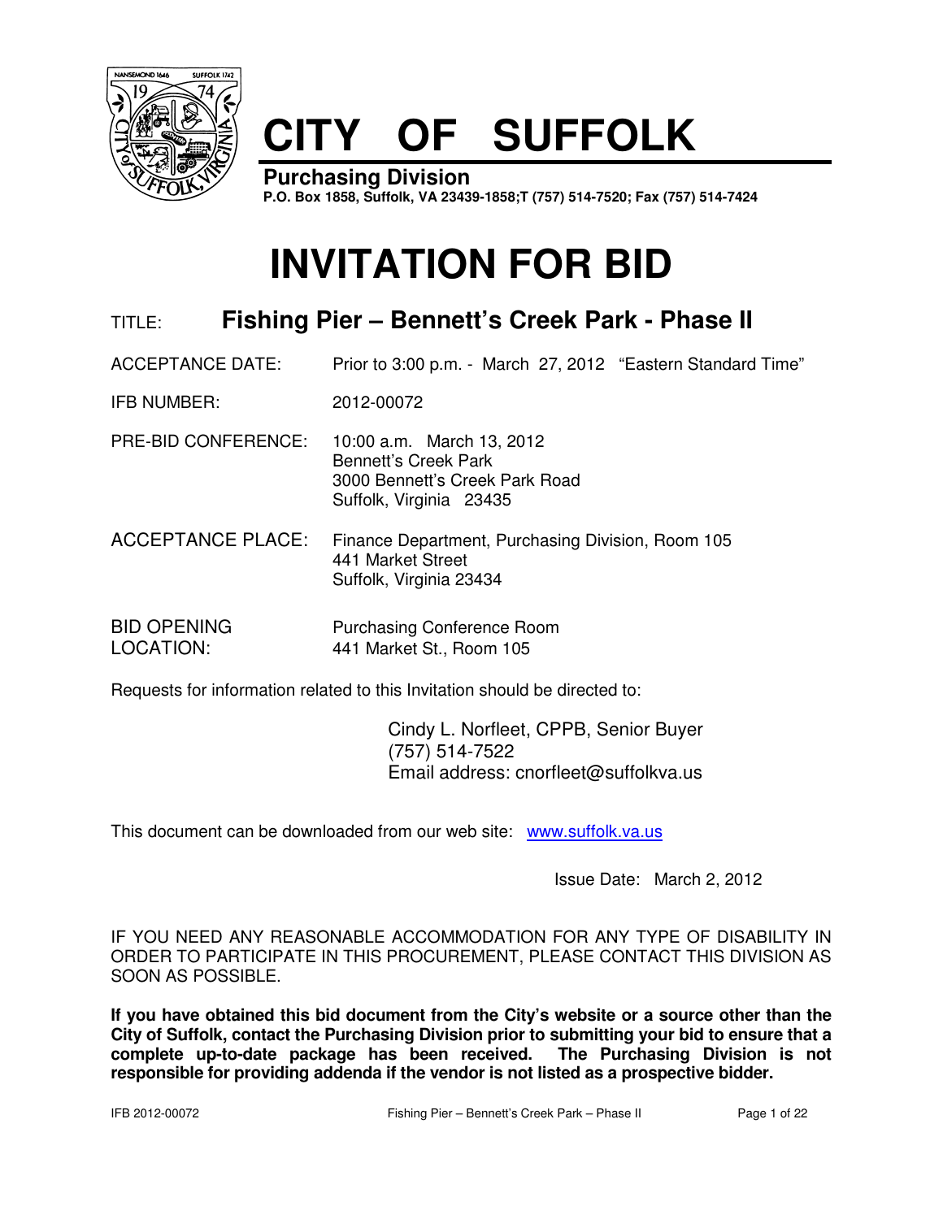# CITY OF SUFFOLK

**Purchasing Division**
**P.O. Box 1858, Suffolk, VA 23439-1858;T (757) 514-7520; Fax (757) 514-7424**

# INVITATION FOR BID

TITLE: **Fishing Pier – Bennett's Creek Park - Phase II**

ACCEPTANCE DATE: Prior to 3:00 p.m. - March 27, 2012 "Eastern Standard Time"

IFB NUMBER: 2012-00072

PRE-BID CONFERENCE: 10:00 a.m. March 13, 2012
Bennett's Creek Park
3000 Bennett's Creek Park Road
Suffolk, Virginia 23435

ACCEPTANCE PLACE: Finance Department, Purchasing Division, Room 105
441 Market Street
Suffolk, Virginia 23434

BID OPENING LOCATION: Purchasing Conference Room
441 Market St., Room 105

Requests for information related to this Invitation should be directed to:

Cindy L. Norfleet, CPPB, Senior Buyer
(757) 514-7522
Email address: cnorfleet@suffolkva.us

This document can be downloaded from our web site: www.suffolk.va.us

Issue Date: March 2, 2012

IF YOU NEED ANY REASONABLE ACCOMMODATION FOR ANY TYPE OF DISABILITY IN ORDER TO PARTICIPATE IN THIS PROCUREMENT, PLEASE CONTACT THIS DIVISION AS SOON AS POSSIBLE.

**If you have obtained this bid document from the City's website or a source other than the City of Suffolk, contact the Purchasing Division prior to submitting your bid to ensure that a complete up-to-date package has been received. The Purchasing Division is not responsible for providing addenda if the vendor is not listed as a prospective bidder.**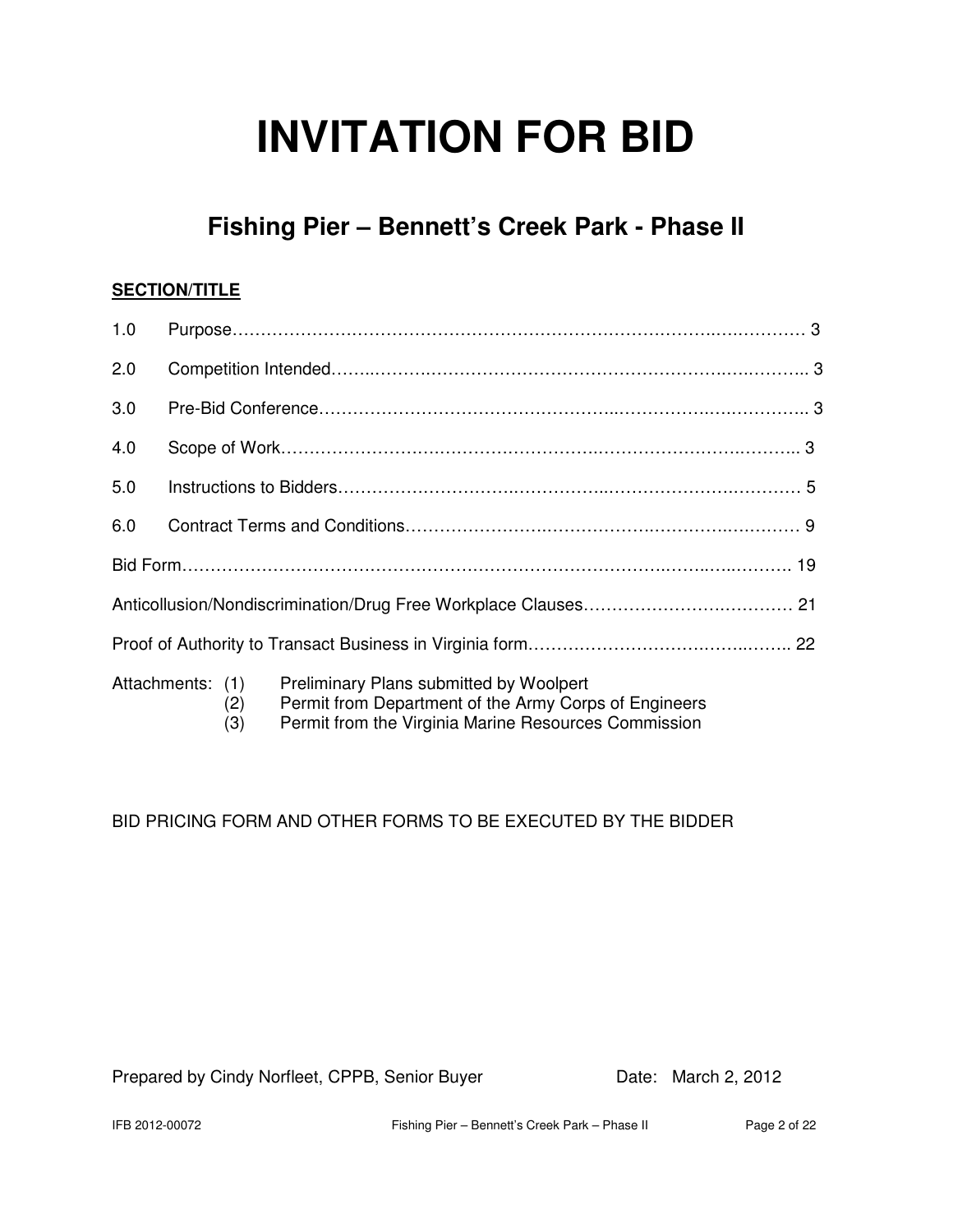# INVITATION FOR BID

## Fishing Pier – Bennett's Creek Park - Phase II

**SECTION/TITLE**

| | | |
|---|---|---|
| 1.0 | Purpose | 3 |
| 2.0 | Competition Intended | 3 |
| 3.0 | Pre-Bid Conference | 3 |
| 4.0 | Scope of Work | 3 |
| 5.0 | Instructions to Bidders | 5 |
| 6.0 | Contract Terms and Conditions | 9 |
| | Bid Form | 19 |
| | Anticollusion/Nondiscrimination/Drug Free Workplace Clauses | 21 |
| | Proof of Authority to Transact Business in Virginia form | 22 |

Attachments:
- (1) Preliminary Plans submitted by Woolpert
- (2) Permit from Department of the Army Corps of Engineers
- (3) Permit from the Virginia Marine Resources Commission

BID PRICING FORM AND OTHER FORMS TO BE EXECUTED BY THE BIDDER

Prepared by Cindy Norfleet, CPPB, Senior Buyer

Date: March 2, 2012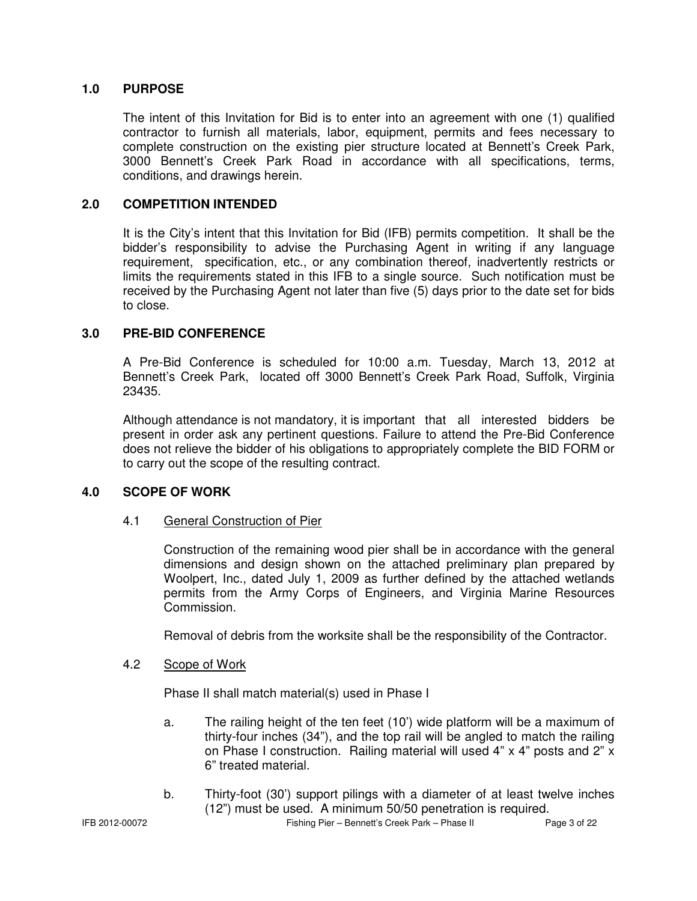## 1.0 PURPOSE

The intent of this Invitation for Bid is to enter into an agreement with one (1) qualified contractor to furnish all materials, labor, equipment, permits and fees necessary to complete construction on the existing pier structure located at Bennett's Creek Park, 3000 Bennett's Creek Park Road in accordance with all specifications, terms, conditions, and drawings herein.

## 2.0 COMPETITION INTENDED

It is the City's intent that this Invitation for Bid (IFB) permits competition. It shall be the bidder's responsibility to advise the Purchasing Agent in writing if any language requirement, specification, etc., or any combination thereof, inadvertently restricts or limits the requirements stated in this IFB to a single source. Such notification must be received by the Purchasing Agent not later than five (5) days prior to the date set for bids to close.

## 3.0 PRE-BID CONFERENCE

A Pre-Bid Conference is scheduled for 10:00 a.m. Tuesday, March 13, 2012 at Bennett's Creek Park, located off 3000 Bennett's Creek Park Road, Suffolk, Virginia 23435.

Although attendance is not mandatory, it is important that all interested bidders be present in order ask any pertinent questions. Failure to attend the Pre-Bid Conference does not relieve the bidder of his obligations to appropriately complete the BID FORM or to carry out the scope of the resulting contract.

## 4.0 SCOPE OF WORK

### 4.1 General Construction of Pier

Construction of the remaining wood pier shall be in accordance with the general dimensions and design shown on the attached preliminary plan prepared by Woolpert, Inc., dated July 1, 2009 as further defined by the attached wetlands permits from the Army Corps of Engineers, and Virginia Marine Resources Commission.

Removal of debris from the worksite shall be the responsibility of the Contractor.

### 4.2 Scope of Work

Phase II shall match material(s) used in Phase I

a. The railing height of the ten feet (10') wide platform will be a maximum of thirty-four inches (34"), and the top rail will be angled to match the railing on Phase I construction. Railing material will used 4" x 4" posts and 2" x 6" treated material.

b. Thirty-foot (30') support pilings with a diameter of at least twelve inches (12") must be used. A minimum 50/50 penetration is required.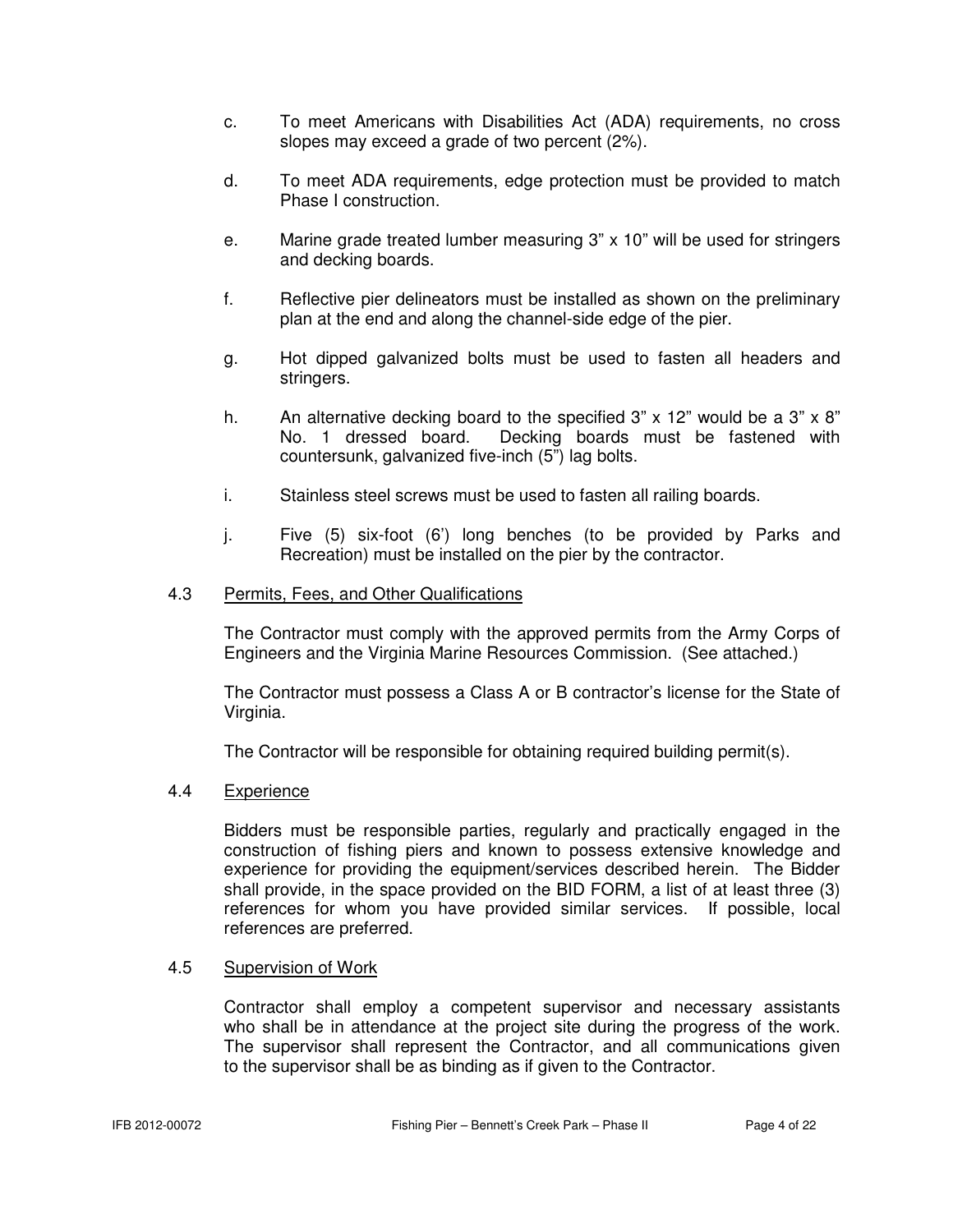c. To meet Americans with Disabilities Act (ADA) requirements, no cross slopes may exceed a grade of two percent (2%).

d. To meet ADA requirements, edge protection must be provided to match Phase I construction.

e. Marine grade treated lumber measuring 3" x 10" will be used for stringers and decking boards.

f. Reflective pier delineators must be installed as shown on the preliminary plan at the end and along the channel-side edge of the pier.

g. Hot dipped galvanized bolts must be used to fasten all headers and stringers.

h. An alternative decking board to the specified 3" x 12" would be a 3" x 8" No. 1 dressed board. Decking boards must be fastened with countersunk, galvanized five-inch (5") lag bolts.

i. Stainless steel screws must be used to fasten all railing boards.

j. Five (5) six-foot (6') long benches (to be provided by Parks and Recreation) must be installed on the pier by the contractor.

## 4.3 Permits, Fees, and Other Qualifications

The Contractor must comply with the approved permits from the Army Corps of Engineers and the Virginia Marine Resources Commission. (See attached.)

The Contractor must possess a Class A or B contractor's license for the State of Virginia.

The Contractor will be responsible for obtaining required building permit(s).

## 4.4 Experience

Bidders must be responsible parties, regularly and practically engaged in the construction of fishing piers and known to possess extensive knowledge and experience for providing the equipment/services described herein. The Bidder shall provide, in the space provided on the BID FORM, a list of at least three (3) references for whom you have provided similar services. If possible, local references are preferred.

## 4.5 Supervision of Work

Contractor shall employ a competent supervisor and necessary assistants who shall be in attendance at the project site during the progress of the work. The supervisor shall represent the Contractor, and all communications given to the supervisor shall be as binding as if given to the Contractor.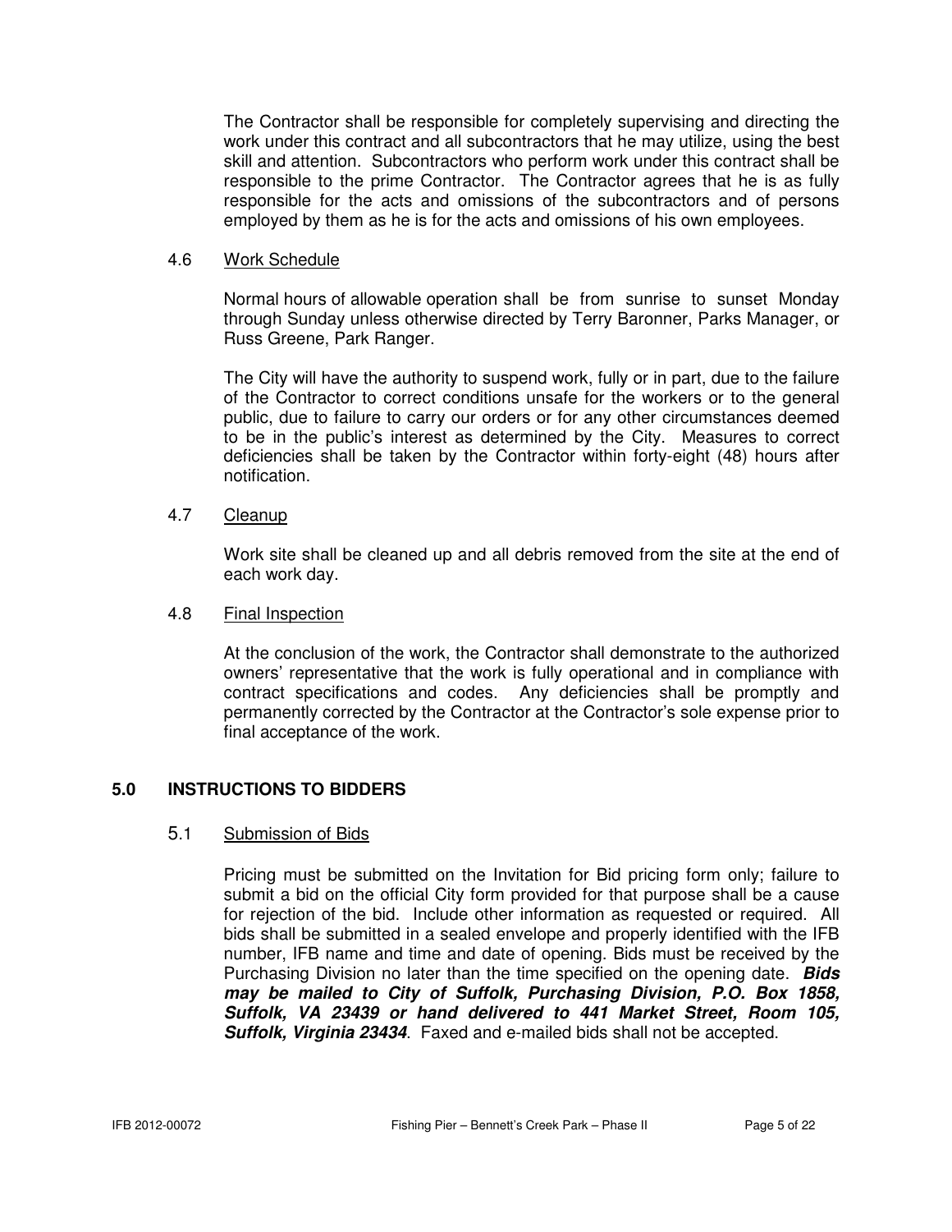The Contractor shall be responsible for completely supervising and directing the work under this contract and all subcontractors that he may utilize, using the best skill and attention. Subcontractors who perform work under this contract shall be responsible to the prime Contractor. The Contractor agrees that he is as fully responsible for the acts and omissions of the subcontractors and of persons employed by them as he is for the acts and omissions of his own employees.

### 4.6 Work Schedule

Normal hours of allowable operation shall be from sunrise to sunset Monday through Sunday unless otherwise directed by Terry Baronner, Parks Manager, or Russ Greene, Park Ranger.

The City will have the authority to suspend work, fully or in part, due to the failure of the Contractor to correct conditions unsafe for the workers or to the general public, due to failure to carry our orders or for any other circumstances deemed to be in the public's interest as determined by the City. Measures to correct deficiencies shall be taken by the Contractor within forty-eight (48) hours after notification.

### 4.7 Cleanup

Work site shall be cleaned up and all debris removed from the site at the end of each work day.

### 4.8 Final Inspection

At the conclusion of the work, the Contractor shall demonstrate to the authorized owners' representative that the work is fully operational and in compliance with contract specifications and codes. Any deficiencies shall be promptly and permanently corrected by the Contractor at the Contractor's sole expense prior to final acceptance of the work.

## 5.0 INSTRUCTIONS TO BIDDERS

### 5.1 Submission of Bids

Pricing must be submitted on the Invitation for Bid pricing form only; failure to submit a bid on the official City form provided for that purpose shall be a cause for rejection of the bid. Include other information as requested or required. All bids shall be submitted in a sealed envelope and properly identified with the IFB number, IFB name and time and date of opening. Bids must be received by the Purchasing Division no later than the time specified on the opening date. ***Bids may be mailed to City of Suffolk, Purchasing Division, P.O. Box 1858, Suffolk, VA 23439 or hand delivered to 441 Market Street, Room 105, Suffolk, Virginia 23434***. Faxed and e-mailed bids shall not be accepted.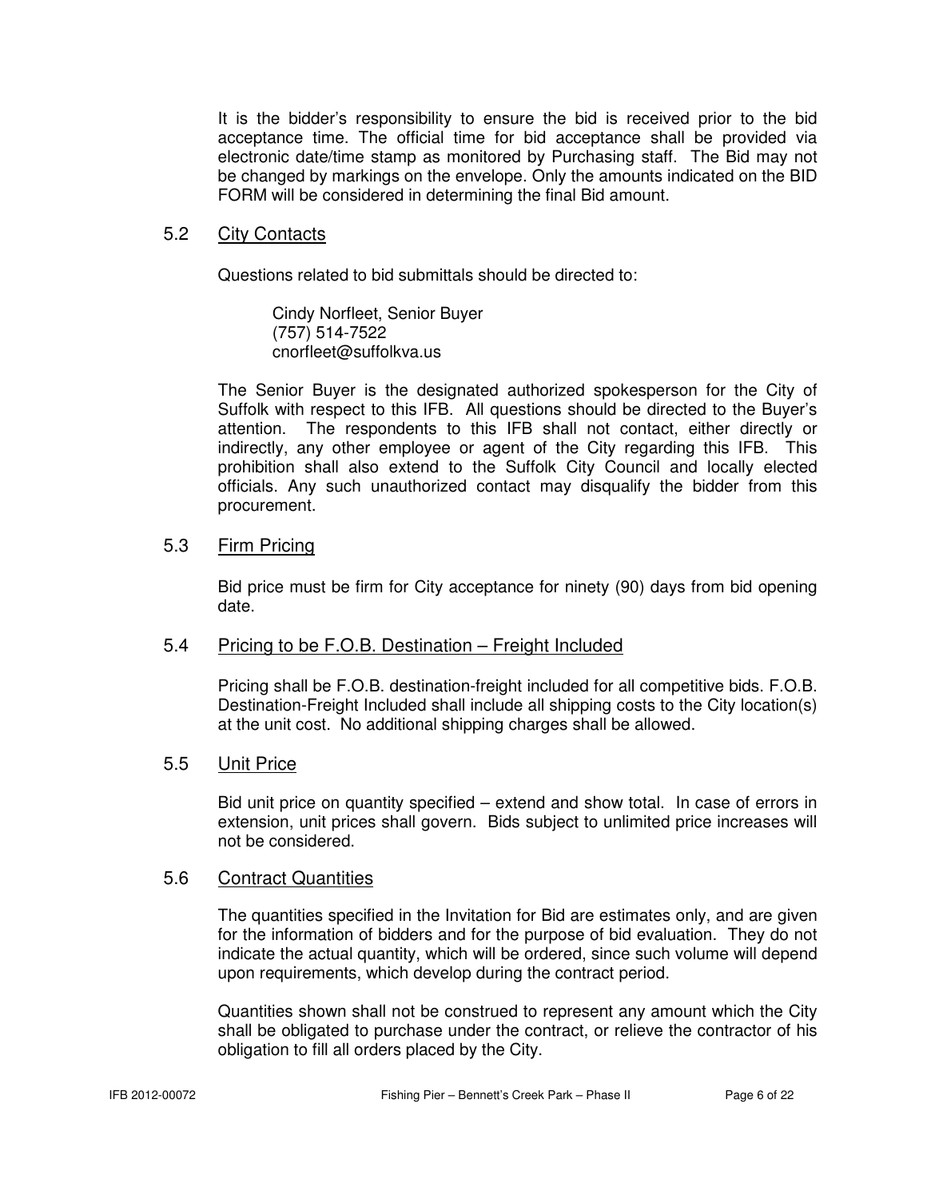It is the bidder's responsibility to ensure the bid is received prior to the bid acceptance time. The official time for bid acceptance shall be provided via electronic date/time stamp as monitored by Purchasing staff. The Bid may not be changed by markings on the envelope. Only the amounts indicated on the BID FORM will be considered in determining the final Bid amount.

## 5.2 City Contacts

Questions related to bid submittals should be directed to:

Cindy Norfleet, Senior Buyer
(757) 514-7522
cnorfleet@suffolkva.us

The Senior Buyer is the designated authorized spokesperson for the City of Suffolk with respect to this IFB. All questions should be directed to the Buyer's attention. The respondents to this IFB shall not contact, either directly or indirectly, any other employee or agent of the City regarding this IFB. This prohibition shall also extend to the Suffolk City Council and locally elected officials. Any such unauthorized contact may disqualify the bidder from this procurement.

## 5.3 Firm Pricing

Bid price must be firm for City acceptance for ninety (90) days from bid opening date.

## 5.4 Pricing to be F.O.B. Destination – Freight Included

Pricing shall be F.O.B. destination-freight included for all competitive bids. F.O.B. Destination-Freight Included shall include all shipping costs to the City location(s) at the unit cost. No additional shipping charges shall be allowed.

## 5.5 Unit Price

Bid unit price on quantity specified – extend and show total. In case of errors in extension, unit prices shall govern. Bids subject to unlimited price increases will not be considered.

## 5.6 Contract Quantities

The quantities specified in the Invitation for Bid are estimates only, and are given for the information of bidders and for the purpose of bid evaluation. They do not indicate the actual quantity, which will be ordered, since such volume will depend upon requirements, which develop during the contract period.

Quantities shown shall not be construed to represent any amount which the City shall be obligated to purchase under the contract, or relieve the contractor of his obligation to fill all orders placed by the City.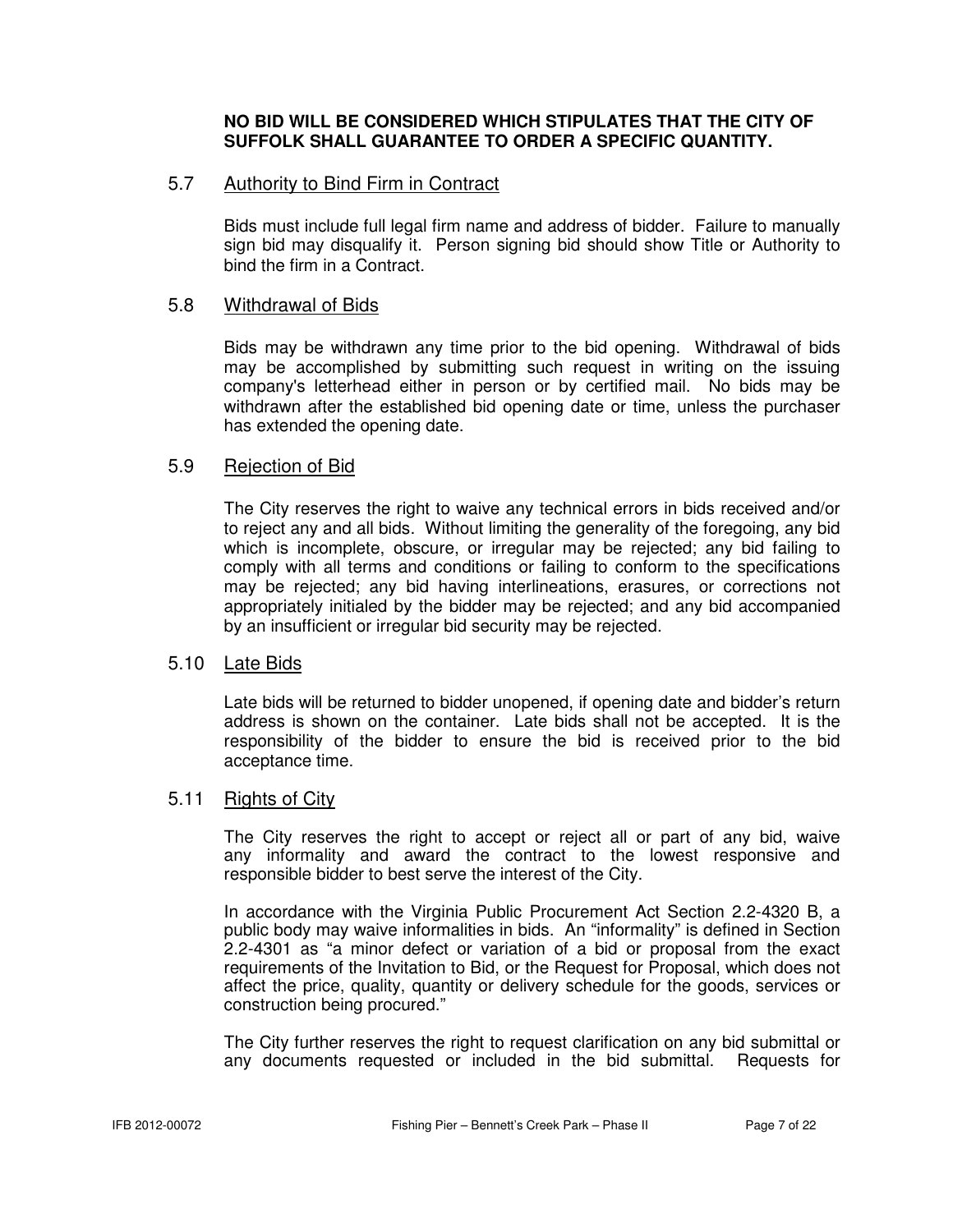**NO BID WILL BE CONSIDERED WHICH STIPULATES THAT THE CITY OF SUFFOLK SHALL GUARANTEE TO ORDER A SPECIFIC QUANTITY.**

### 5.7 Authority to Bind Firm in Contract

Bids must include full legal firm name and address of bidder. Failure to manually sign bid may disqualify it. Person signing bid should show Title or Authority to bind the firm in a Contract.

### 5.8 Withdrawal of Bids

Bids may be withdrawn any time prior to the bid opening. Withdrawal of bids may be accomplished by submitting such request in writing on the issuing company's letterhead either in person or by certified mail. No bids may be withdrawn after the established bid opening date or time, unless the purchaser has extended the opening date.

### 5.9 Rejection of Bid

The City reserves the right to waive any technical errors in bids received and/or to reject any and all bids. Without limiting the generality of the foregoing, any bid which is incomplete, obscure, or irregular may be rejected; any bid failing to comply with all terms and conditions or failing to conform to the specifications may be rejected; any bid having interlineations, erasures, or corrections not appropriately initialed by the bidder may be rejected; and any bid accompanied by an insufficient or irregular bid security may be rejected.

### 5.10 Late Bids

Late bids will be returned to bidder unopened, if opening date and bidder's return address is shown on the container. Late bids shall not be accepted. It is the responsibility of the bidder to ensure the bid is received prior to the bid acceptance time.

### 5.11 Rights of City

The City reserves the right to accept or reject all or part of any bid, waive any informality and award the contract to the lowest responsive and responsible bidder to best serve the interest of the City.

In accordance with the Virginia Public Procurement Act Section 2.2-4320 B, a public body may waive informalities in bids. An "informality" is defined in Section 2.2-4301 as "a minor defect or variation of a bid or proposal from the exact requirements of the Invitation to Bid, or the Request for Proposal, which does not affect the price, quality, quantity or delivery schedule for the goods, services or construction being procured."

The City further reserves the right to request clarification on any bid submittal or any documents requested or included in the bid submittal. Requests for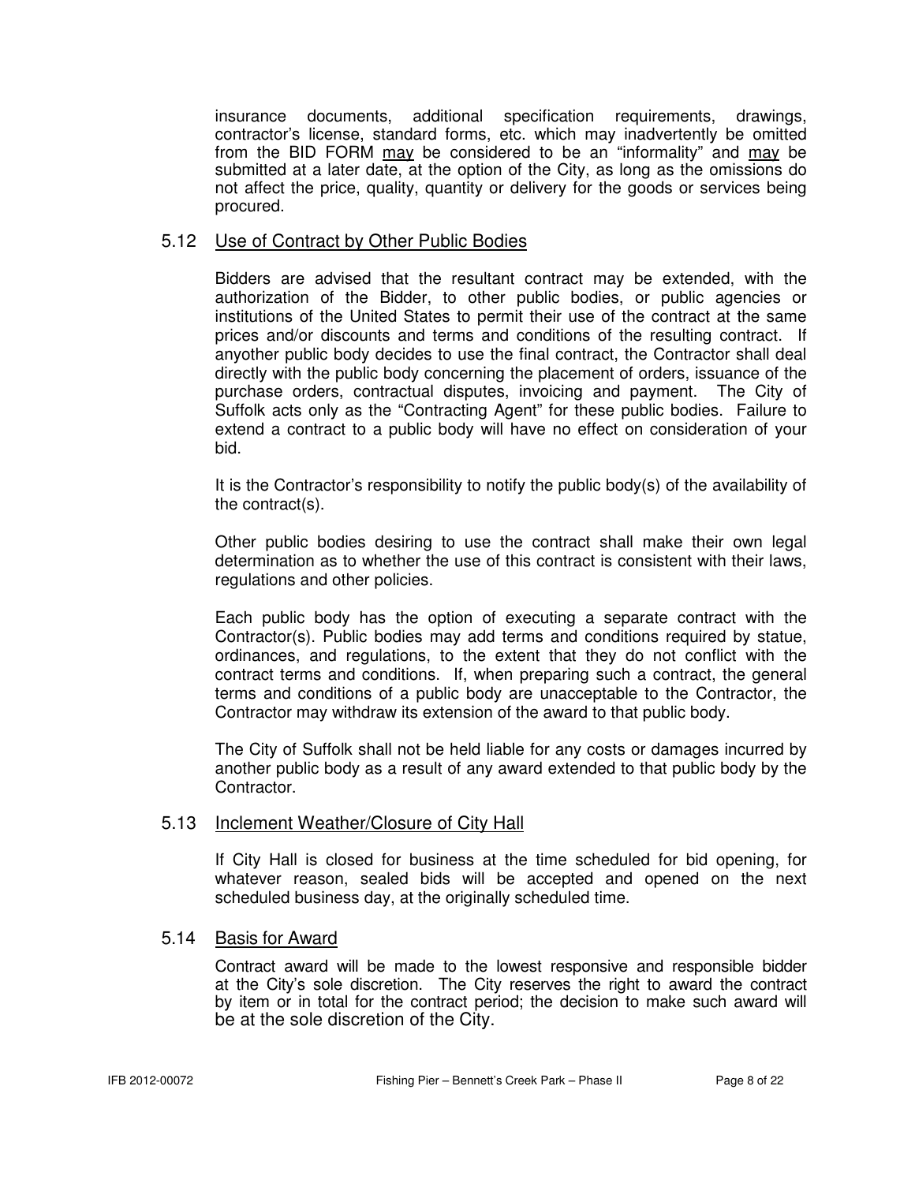insurance documents, additional specification requirements, drawings, contractor's license, standard forms, etc. which may inadvertently be omitted from the BID FORM may be considered to be an "informality" and may be submitted at a later date, at the option of the City, as long as the omissions do not affect the price, quality, quantity or delivery for the goods or services being procured.

### 5.12 Use of Contract by Other Public Bodies

Bidders are advised that the resultant contract may be extended, with the authorization of the Bidder, to other public bodies, or public agencies or institutions of the United States to permit their use of the contract at the same prices and/or discounts and terms and conditions of the resulting contract. If anyother public body decides to use the final contract, the Contractor shall deal directly with the public body concerning the placement of orders, issuance of the purchase orders, contractual disputes, invoicing and payment. The City of Suffolk acts only as the "Contracting Agent" for these public bodies. Failure to extend a contract to a public body will have no effect on consideration of your bid.

It is the Contractor's responsibility to notify the public body(s) of the availability of the contract(s).

Other public bodies desiring to use the contract shall make their own legal determination as to whether the use of this contract is consistent with their laws, regulations and other policies.

Each public body has the option of executing a separate contract with the Contractor(s). Public bodies may add terms and conditions required by statue, ordinances, and regulations, to the extent that they do not conflict with the contract terms and conditions. If, when preparing such a contract, the general terms and conditions of a public body are unacceptable to the Contractor, the Contractor may withdraw its extension of the award to that public body.

The City of Suffolk shall not be held liable for any costs or damages incurred by another public body as a result of any award extended to that public body by the Contractor.

### 5.13 Inclement Weather/Closure of City Hall

If City Hall is closed for business at the time scheduled for bid opening, for whatever reason, sealed bids will be accepted and opened on the next scheduled business day, at the originally scheduled time.

### 5.14 Basis for Award

Contract award will be made to the lowest responsive and responsible bidder at the City's sole discretion. The City reserves the right to award the contract by item or in total for the contract period; the decision to make such award will be at the sole discretion of the City.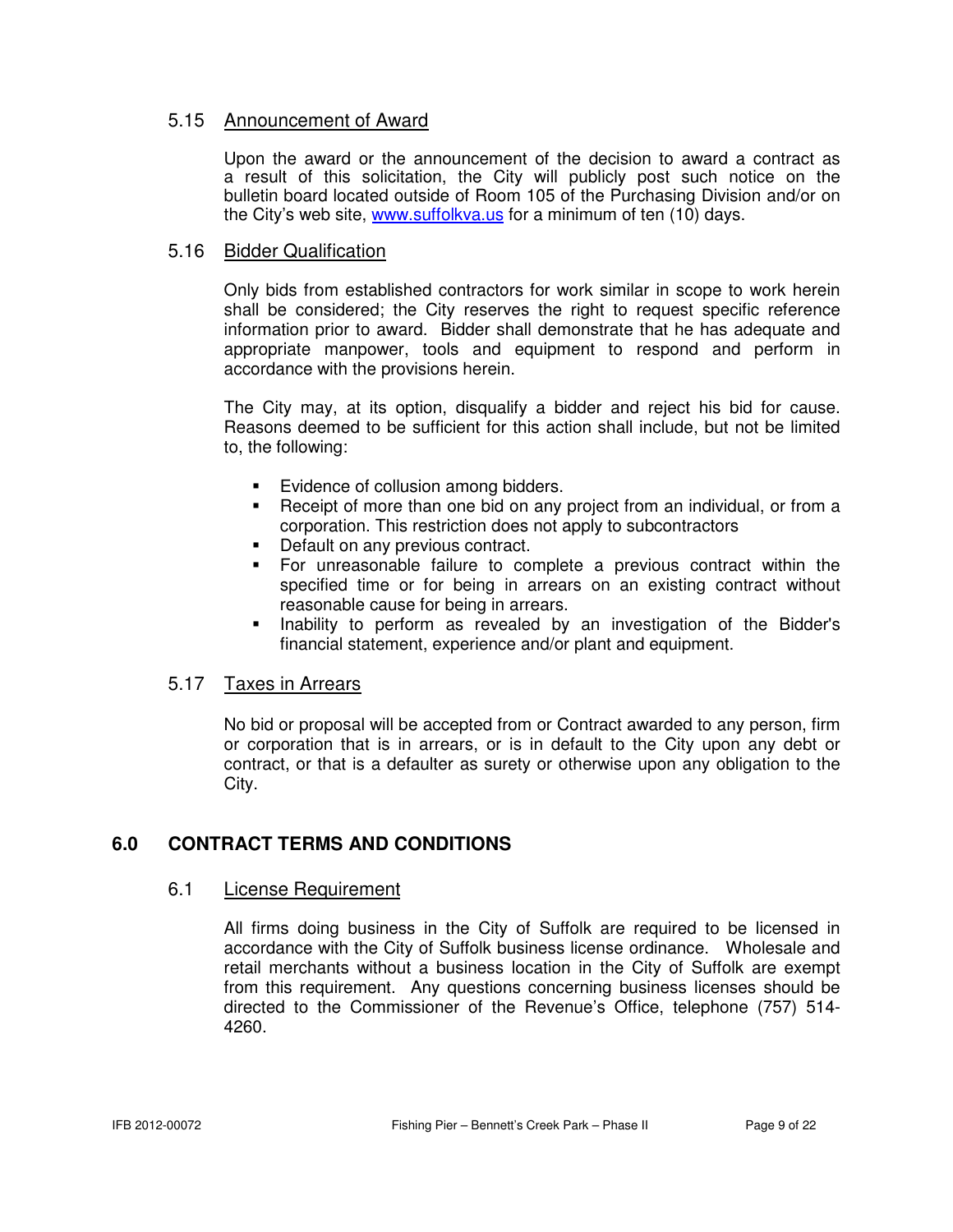### 5.15 Announcement of Award

Upon the award or the announcement of the decision to award a contract as a result of this solicitation, the City will publicly post such notice on the bulletin board located outside of Room 105 of the Purchasing Division and/or on the City's web site, [www.suffolkva.us](http://www.suffolkva.us) for a minimum of ten (10) days.

### 5.16 Bidder Qualification

Only bids from established contractors for work similar in scope to work herein shall be considered; the City reserves the right to request specific reference information prior to award. Bidder shall demonstrate that he has adequate and appropriate manpower, tools and equipment to respond and perform in accordance with the provisions herein.

The City may, at its option, disqualify a bidder and reject his bid for cause. Reasons deemed to be sufficient for this action shall include, but not be limited to, the following:

- Evidence of collusion among bidders.
- Receipt of more than one bid on any project from an individual, or from a corporation. This restriction does not apply to subcontractors
- Default on any previous contract.
- For unreasonable failure to complete a previous contract within the specified time or for being in arrears on an existing contract without reasonable cause for being in arrears.
- Inability to perform as revealed by an investigation of the Bidder's financial statement, experience and/or plant and equipment.

### 5.17 Taxes in Arrears

No bid or proposal will be accepted from or Contract awarded to any person, firm or corporation that is in arrears, or is in default to the City upon any debt or contract, or that is a defaulter as surety or otherwise upon any obligation to the City.

## 6.0 CONTRACT TERMS AND CONDITIONS

### 6.1 License Requirement

All firms doing business in the City of Suffolk are required to be licensed in accordance with the City of Suffolk business license ordinance. Wholesale and retail merchants without a business location in the City of Suffolk are exempt from this requirement. Any questions concerning business licenses should be directed to the Commissioner of the Revenue's Office, telephone (757) 514-4260.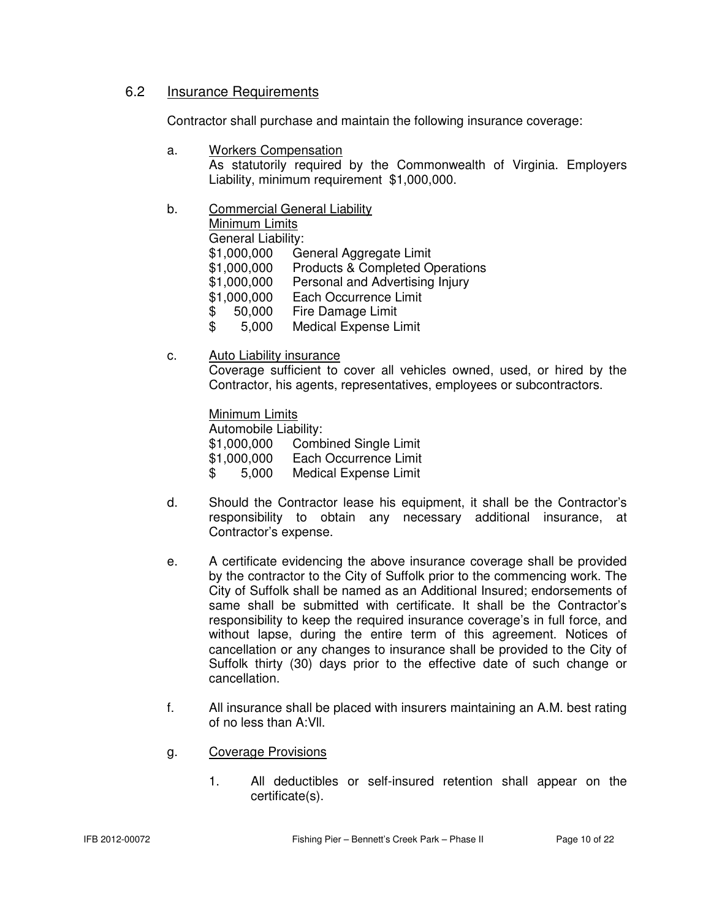## 6.2 <u>Insurance Requirements</u>

Contractor shall purchase and maintain the following insurance coverage:

a. <u>Workers Compensation</u>
As statutorily required by the Commonwealth of Virginia. Employers Liability, minimum requirement $1,000,000.

b. <u>Commercial General Liability</u>
<u>Minimum Limits</u>
General Liability:

| | |
|---|---|
| $1,000,000 | General Aggregate Limit |
| $1,000,000 | Products & Completed Operations |
| $1,000,000 | Personal and Advertising Injury |
| $1,000,000 | Each Occurrence Limit |
| $ 50,000 | Fire Damage Limit |
| $ 5,000 | Medical Expense Limit |

c. <u>Auto Liability insurance</u>
Coverage sufficient to cover all vehicles owned, used, or hired by the Contractor, his agents, representatives, employees or subcontractors.

<u>Minimum Limits</u>
Automobile Liability:

| | |
|---|---|
| $1,000,000 | Combined Single Limit |
| $1,000,000 | Each Occurrence Limit |
| $ 5,000 | Medical Expense Limit |

d. Should the Contractor lease his equipment, it shall be the Contractor's responsibility to obtain any necessary additional insurance, at Contractor's expense.

e. A certificate evidencing the above insurance coverage shall be provided by the contractor to the City of Suffolk prior to the commencing work. The City of Suffolk shall be named as an Additional Insured; endorsements of same shall be submitted with certificate. It shall be the Contractor's responsibility to keep the required insurance coverage's in full force, and without lapse, during the entire term of this agreement. Notices of cancellation or any changes to insurance shall be provided to the City of Suffolk thirty (30) days prior to the effective date of such change or cancellation.

f. All insurance shall be placed with insurers maintaining an A.M. best rating of no less than A:Vll.

g. <u>Coverage Provisions</u>

1. All deductibles or self-insured retention shall appear on the certificate(s).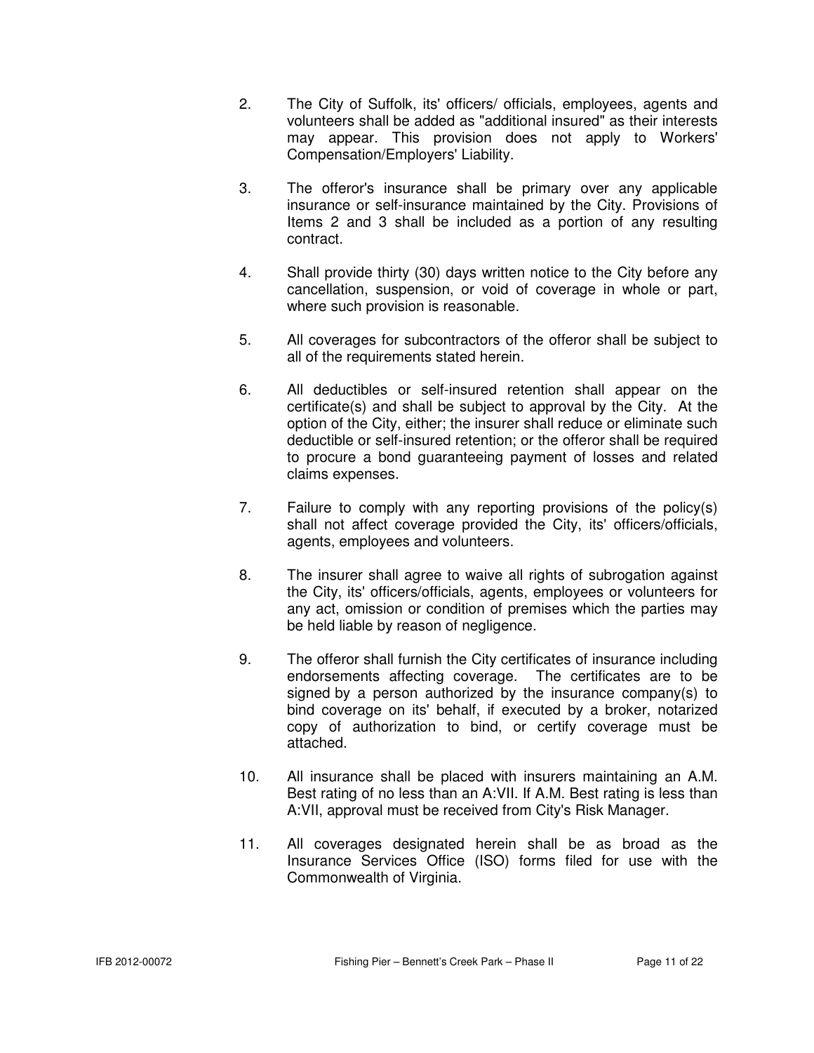2. The City of Suffolk, its' officers/ officials, employees, agents and volunteers shall be added as "additional insured" as their interests may appear. This provision does not apply to Workers' Compensation/Employers' Liability.

3. The offeror's insurance shall be primary over any applicable insurance or self-insurance maintained by the City. Provisions of Items 2 and 3 shall be included as a portion of any resulting contract.

4. Shall provide thirty (30) days written notice to the City before any cancellation, suspension, or void of coverage in whole or part, where such provision is reasonable.

5. All coverages for subcontractors of the offeror shall be subject to all of the requirements stated herein.

6. All deductibles or self-insured retention shall appear on the certificate(s) and shall be subject to approval by the City. At the option of the City, either; the insurer shall reduce or eliminate such deductible or self-insured retention; or the offeror shall be required to procure a bond guaranteeing payment of losses and related claims expenses.

7. Failure to comply with any reporting provisions of the policy(s) shall not affect coverage provided the City, its' officers/officials, agents, employees and volunteers.

8. The insurer shall agree to waive all rights of subrogation against the City, its' officers/officials, agents, employees or volunteers for any act, omission or condition of premises which the parties may be held liable by reason of negligence.

9. The offeror shall furnish the City certificates of insurance including endorsements affecting coverage. The certificates are to be signed by a person authorized by the insurance company(s) to bind coverage on its' behalf, if executed by a broker, notarized copy of authorization to bind, or certify coverage must be attached.

10. All insurance shall be placed with insurers maintaining an A.M. Best rating of no less than an A:VII. If A.M. Best rating is less than A:VII, approval must be received from City's Risk Manager.

11. All coverages designated herein shall be as broad as the Insurance Services Office (ISO) forms filed for use with the Commonwealth of Virginia.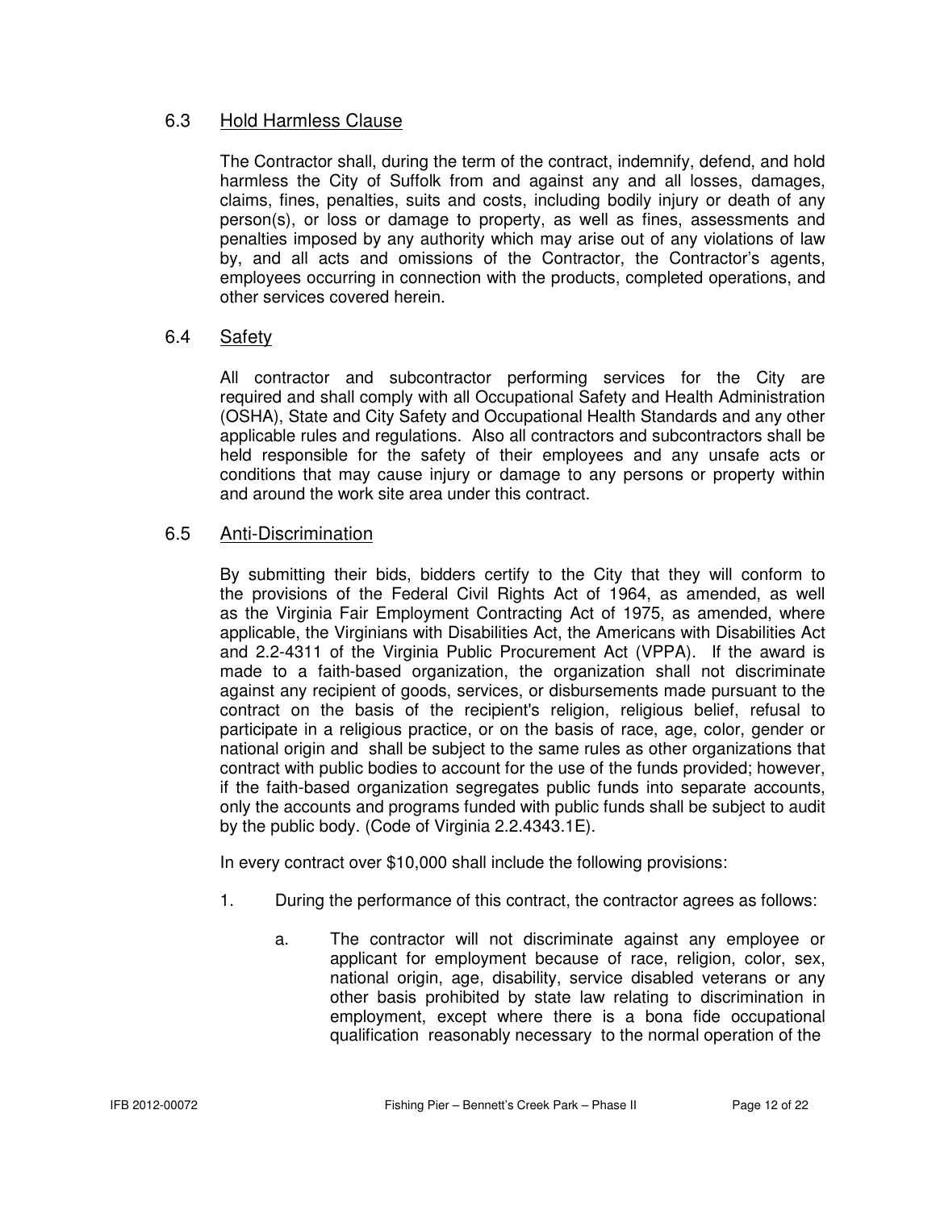## 6.3 Hold Harmless Clause

The Contractor shall, during the term of the contract, indemnify, defend, and hold harmless the City of Suffolk from and against any and all losses, damages, claims, fines, penalties, suits and costs, including bodily injury or death of any person(s), or loss or damage to property, as well as fines, assessments and penalties imposed by any authority which may arise out of any violations of law by, and all acts and omissions of the Contractor, the Contractor's agents, employees occurring in connection with the products, completed operations, and other services covered herein.

## 6.4 Safety

All contractor and subcontractor performing services for the City are required and shall comply with all Occupational Safety and Health Administration (OSHA), State and City Safety and Occupational Health Standards and any other applicable rules and regulations. Also all contractors and subcontractors shall be held responsible for the safety of their employees and any unsafe acts or conditions that may cause injury or damage to any persons or property within and around the work site area under this contract.

## 6.5 Anti-Discrimination

By submitting their bids, bidders certify to the City that they will conform to the provisions of the Federal Civil Rights Act of 1964, as amended, as well as the Virginia Fair Employment Contracting Act of 1975, as amended, where applicable, the Virginians with Disabilities Act, the Americans with Disabilities Act and 2.2-4311 of the Virginia Public Procurement Act (VPPA). If the award is made to a faith-based organization, the organization shall not discriminate against any recipient of goods, services, or disbursements made pursuant to the contract on the basis of the recipient's religion, religious belief, refusal to participate in a religious practice, or on the basis of race, age, color, gender or national origin and shall be subject to the same rules as other organizations that contract with public bodies to account for the use of the funds provided; however, if the faith-based organization segregates public funds into separate accounts, only the accounts and programs funded with public funds shall be subject to audit by the public body. (Code of Virginia 2.2.4343.1E).

In every contract over $10,000 shall include the following provisions:

1. During the performance of this contract, the contractor agrees as follows:

   a. The contractor will not discriminate against any employee or applicant for employment because of race, religion, color, sex, national origin, age, disability, service disabled veterans or any other basis prohibited by state law relating to discrimination in employment, except where there is a bona fide occupational qualification reasonably necessary to the normal operation of the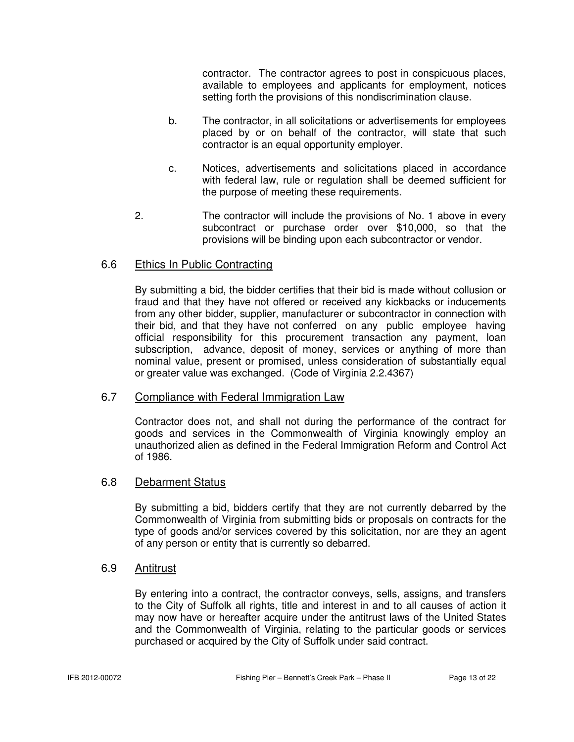contractor. The contractor agrees to post in conspicuous places, available to employees and applicants for employment, notices setting forth the provisions of this nondiscrimination clause.

b. The contractor, in all solicitations or advertisements for employees placed by or on behalf of the contractor, will state that such contractor is an equal opportunity employer.

c. Notices, advertisements and solicitations placed in accordance with federal law, rule or regulation shall be deemed sufficient for the purpose of meeting these requirements.

2. The contractor will include the provisions of No. 1 above in every subcontract or purchase order over $10,000, so that the provisions will be binding upon each subcontractor or vendor.

## 6.6 Ethics In Public Contracting

By submitting a bid, the bidder certifies that their bid is made without collusion or fraud and that they have not offered or received any kickbacks or inducements from any other bidder, supplier, manufacturer or subcontractor in connection with their bid, and that they have not conferred on any public employee having official responsibility for this procurement transaction any payment, loan subscription, advance, deposit of money, services or anything of more than nominal value, present or promised, unless consideration of substantially equal or greater value was exchanged. (Code of Virginia 2.2.4367)

## 6.7 Compliance with Federal Immigration Law

Contractor does not, and shall not during the performance of the contract for goods and services in the Commonwealth of Virginia knowingly employ an unauthorized alien as defined in the Federal Immigration Reform and Control Act of 1986.

## 6.8 Debarment Status

By submitting a bid, bidders certify that they are not currently debarred by the Commonwealth of Virginia from submitting bids or proposals on contracts for the type of goods and/or services covered by this solicitation, nor are they an agent of any person or entity that is currently so debarred.

## 6.9 Antitrust

By entering into a contract, the contractor conveys, sells, assigns, and transfers to the City of Suffolk all rights, title and interest in and to all causes of action it may now have or hereafter acquire under the antitrust laws of the United States and the Commonwealth of Virginia, relating to the particular goods or services purchased or acquired by the City of Suffolk under said contract.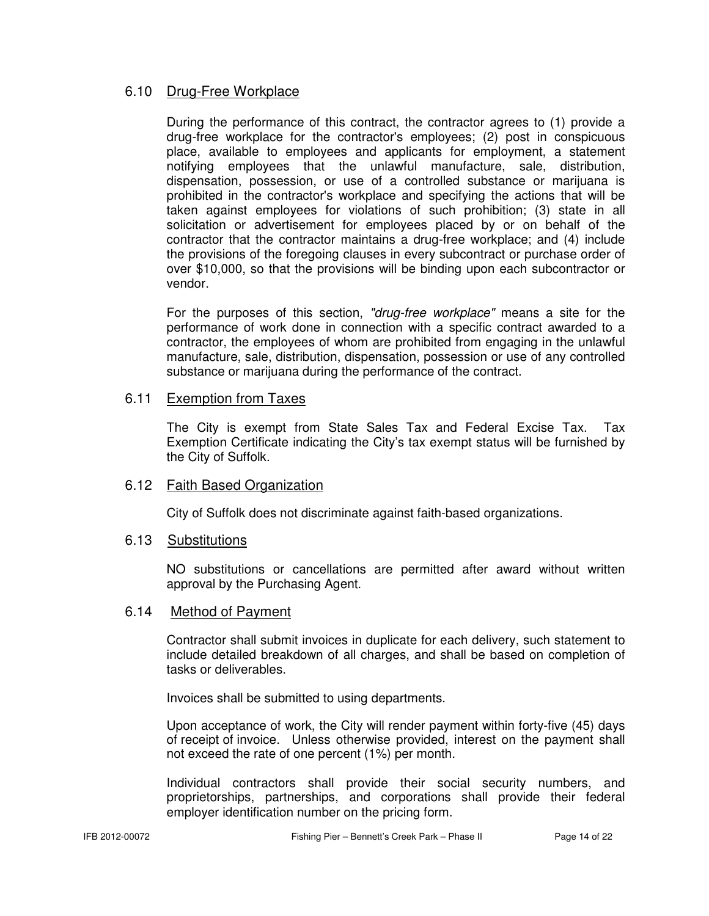### 6.10 Drug-Free Workplace

During the performance of this contract, the contractor agrees to (1) provide a drug-free workplace for the contractor's employees; (2) post in conspicuous place, available to employees and applicants for employment, a statement notifying employees that the unlawful manufacture, sale, distribution, dispensation, possession, or use of a controlled substance or marijuana is prohibited in the contractor's workplace and specifying the actions that will be taken against employees for violations of such prohibition; (3) state in all solicitation or advertisement for employees placed by or on behalf of the contractor that the contractor maintains a drug-free workplace; and (4) include the provisions of the foregoing clauses in every subcontract or purchase order of over $10,000, so that the provisions will be binding upon each subcontractor or vendor.

For the purposes of this section, *"drug-free workplace"* means a site for the performance of work done in connection with a specific contract awarded to a contractor, the employees of whom are prohibited from engaging in the unlawful manufacture, sale, distribution, dispensation, possession or use of any controlled substance or marijuana during the performance of the contract.

### 6.11 Exemption from Taxes

The City is exempt from State Sales Tax and Federal Excise Tax. Tax Exemption Certificate indicating the City's tax exempt status will be furnished by the City of Suffolk.

### 6.12 Faith Based Organization

City of Suffolk does not discriminate against faith-based organizations.

### 6.13 Substitutions

NO substitutions or cancellations are permitted after award without written approval by the Purchasing Agent.

### 6.14 Method of Payment

Contractor shall submit invoices in duplicate for each delivery, such statement to include detailed breakdown of all charges, and shall be based on completion of tasks or deliverables.

Invoices shall be submitted to using departments.

Upon acceptance of work, the City will render payment within forty-five (45) days of receipt of invoice. Unless otherwise provided, interest on the payment shall not exceed the rate of one percent (1%) per month.

Individual contractors shall provide their social security numbers, and proprietorships, partnerships, and corporations shall provide their federal employer identification number on the pricing form.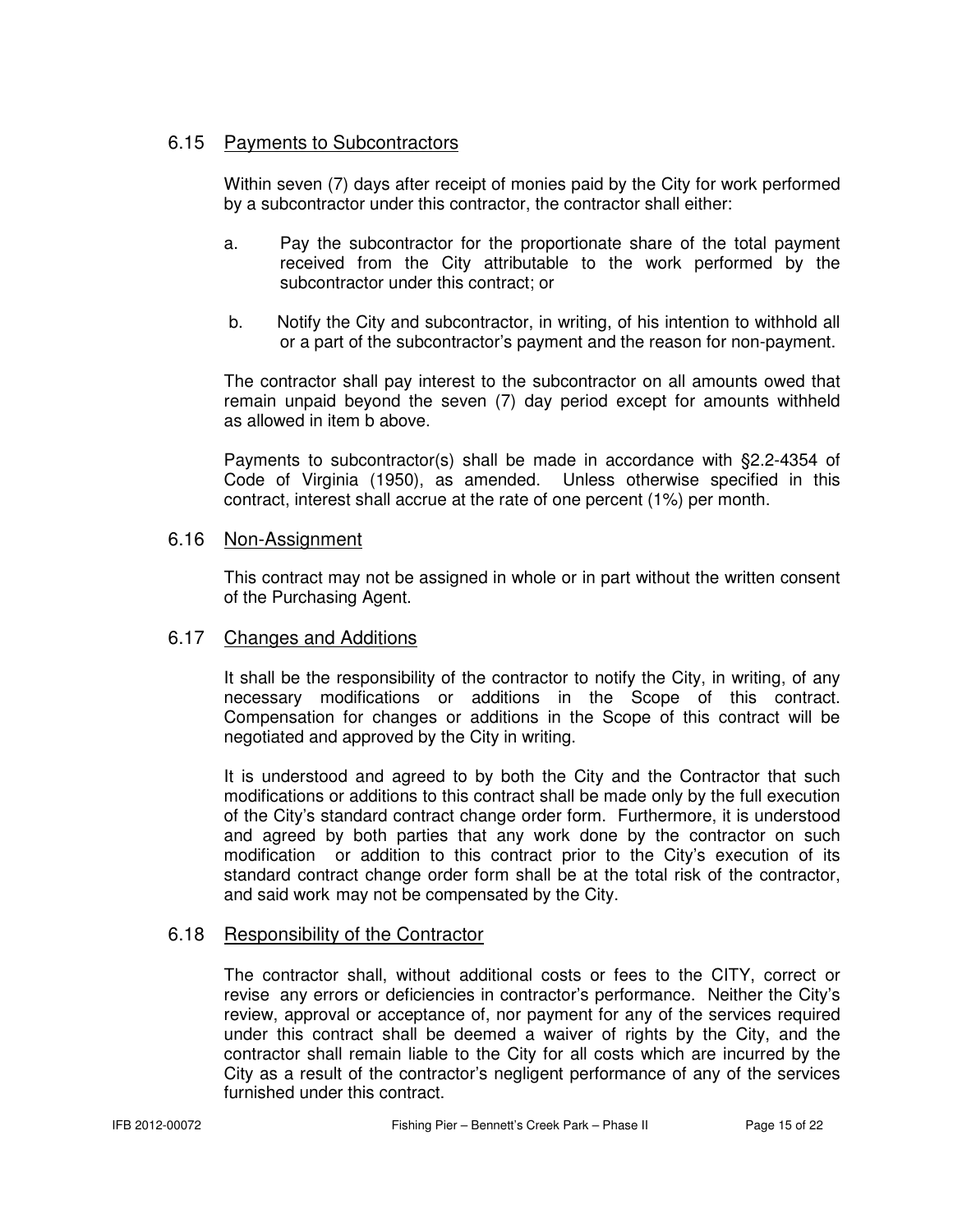### 6.15 Payments to Subcontractors

Within seven (7) days after receipt of monies paid by the City for work performed by a subcontractor under this contractor, the contractor shall either:

a. Pay the subcontractor for the proportionate share of the total payment received from the City attributable to the work performed by the subcontractor under this contract; or

b. Notify the City and subcontractor, in writing, of his intention to withhold all or a part of the subcontractor's payment and the reason for non-payment.

The contractor shall pay interest to the subcontractor on all amounts owed that remain unpaid beyond the seven (7) day period except for amounts withheld as allowed in item b above.

Payments to subcontractor(s) shall be made in accordance with §2.2-4354 of Code of Virginia (1950), as amended. Unless otherwise specified in this contract, interest shall accrue at the rate of one percent (1%) per month.

### 6.16 Non-Assignment

This contract may not be assigned in whole or in part without the written consent of the Purchasing Agent.

### 6.17 Changes and Additions

It shall be the responsibility of the contractor to notify the City, in writing, of any necessary modifications or additions in the Scope of this contract. Compensation for changes or additions in the Scope of this contract will be negotiated and approved by the City in writing.

It is understood and agreed to by both the City and the Contractor that such modifications or additions to this contract shall be made only by the full execution of the City's standard contract change order form. Furthermore, it is understood and agreed by both parties that any work done by the contractor on such modification or addition to this contract prior to the City's execution of its standard contract change order form shall be at the total risk of the contractor, and said work may not be compensated by the City.

### 6.18 Responsibility of the Contractor

The contractor shall, without additional costs or fees to the CITY, correct or revise any errors or deficiencies in contractor's performance. Neither the City's review, approval or acceptance of, nor payment for any of the services required under this contract shall be deemed a waiver of rights by the City, and the contractor shall remain liable to the City for all costs which are incurred by the City as a result of the contractor's negligent performance of any of the services furnished under this contract.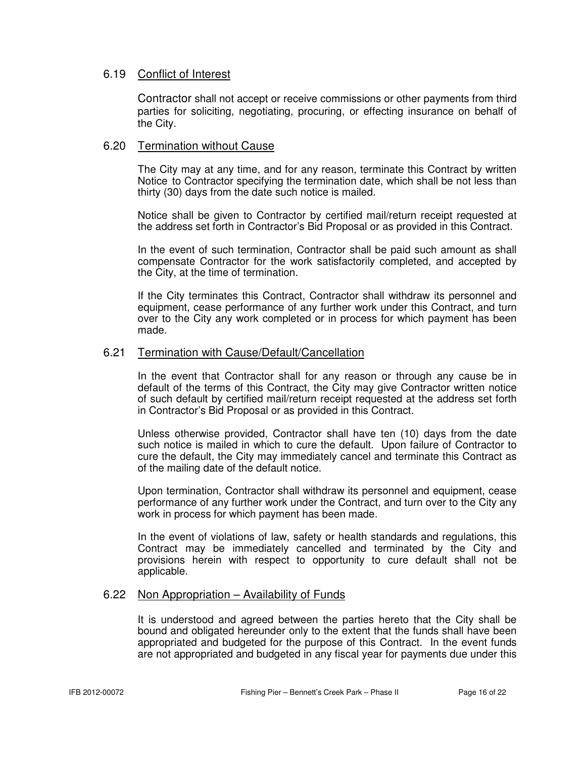### 6.19 Conflict of Interest

Contractor shall not accept or receive commissions or other payments from third parties for soliciting, negotiating, procuring, or effecting insurance on behalf of the City.

### 6.20 Termination without Cause

The City may at any time, and for any reason, terminate this Contract by written Notice to Contractor specifying the termination date, which shall be not less than thirty (30) days from the date such notice is mailed.

Notice shall be given to Contractor by certified mail/return receipt requested at the address set forth in Contractor's Bid Proposal or as provided in this Contract.

In the event of such termination, Contractor shall be paid such amount as shall compensate Contractor for the work satisfactorily completed, and accepted by the City, at the time of termination.

If the City terminates this Contract, Contractor shall withdraw its personnel and equipment, cease performance of any further work under this Contract, and turn over to the City any work completed or in process for which payment has been made.

### 6.21 Termination with Cause/Default/Cancellation

In the event that Contractor shall for any reason or through any cause be in default of the terms of this Contract, the City may give Contractor written notice of such default by certified mail/return receipt requested at the address set forth in Contractor's Bid Proposal or as provided in this Contract.

Unless otherwise provided, Contractor shall have ten (10) days from the date such notice is mailed in which to cure the default. Upon failure of Contractor to cure the default, the City may immediately cancel and terminate this Contract as of the mailing date of the default notice.

Upon termination, Contractor shall withdraw its personnel and equipment, cease performance of any further work under the Contract, and turn over to the City any work in process for which payment has been made.

In the event of violations of law, safety or health standards and regulations, this Contract may be immediately cancelled and terminated by the City and provisions herein with respect to opportunity to cure default shall not be applicable.

### 6.22 Non Appropriation – Availability of Funds

It is understood and agreed between the parties hereto that the City shall be bound and obligated hereunder only to the extent that the funds shall have been appropriated and budgeted for the purpose of this Contract. In the event funds are not appropriated and budgeted in any fiscal year for payments due under this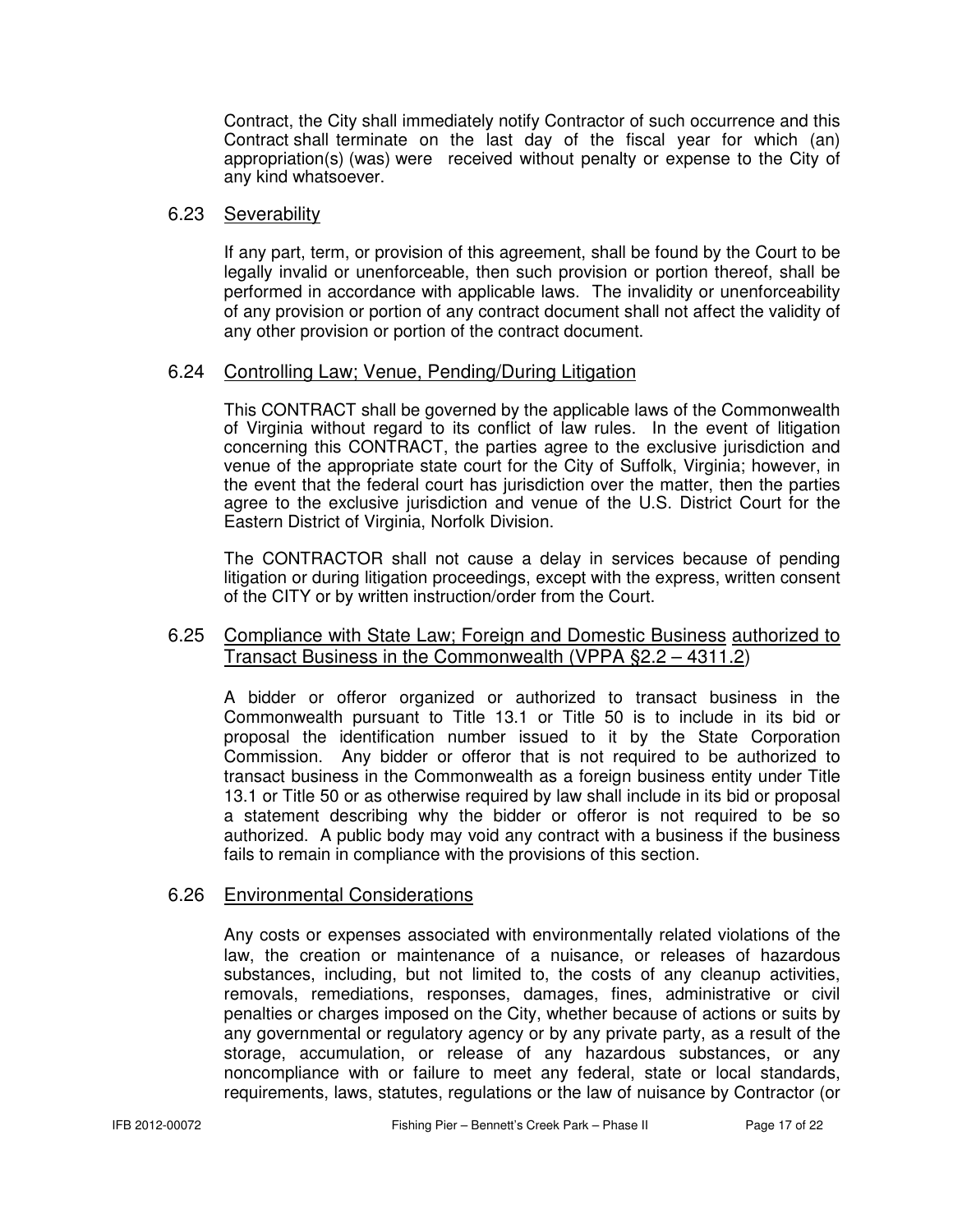Contract, the City shall immediately notify Contractor of such occurrence and this Contract shall terminate on the last day of the fiscal year for which (an) appropriation(s) (was) were received without penalty or expense to the City of any kind whatsoever.

## 6.23 Severability

If any part, term, or provision of this agreement, shall be found by the Court to be legally invalid or unenforceable, then such provision or portion thereof, shall be performed in accordance with applicable laws. The invalidity or unenforceability of any provision or portion of any contract document shall not affect the validity of any other provision or portion of the contract document.

## 6.24 Controlling Law; Venue, Pending/During Litigation

This CONTRACT shall be governed by the applicable laws of the Commonwealth of Virginia without regard to its conflict of law rules. In the event of litigation concerning this CONTRACT, the parties agree to the exclusive jurisdiction and venue of the appropriate state court for the City of Suffolk, Virginia; however, in the event that the federal court has jurisdiction over the matter, then the parties agree to the exclusive jurisdiction and venue of the U.S. District Court for the Eastern District of Virginia, Norfolk Division.

The CONTRACTOR shall not cause a delay in services because of pending litigation or during litigation proceedings, except with the express, written consent of the CITY or by written instruction/order from the Court.

## 6.25 Compliance with State Law; Foreign and Domestic Business authorized to Transact Business in the Commonwealth (VPPA §2.2 – 4311.2)

A bidder or offeror organized or authorized to transact business in the Commonwealth pursuant to Title 13.1 or Title 50 is to include in its bid or proposal the identification number issued to it by the State Corporation Commission. Any bidder or offeror that is not required to be authorized to transact business in the Commonwealth as a foreign business entity under Title 13.1 or Title 50 or as otherwise required by law shall include in its bid or proposal a statement describing why the bidder or offeror is not required to be so authorized. A public body may void any contract with a business if the business fails to remain in compliance with the provisions of this section.

## 6.26 Environmental Considerations

Any costs or expenses associated with environmentally related violations of the law, the creation or maintenance of a nuisance, or releases of hazardous substances, including, but not limited to, the costs of any cleanup activities, removals, remediations, responses, damages, fines, administrative or civil penalties or charges imposed on the City, whether because of actions or suits by any governmental or regulatory agency or by any private party, as a result of the storage, accumulation, or release of any hazardous substances, or any noncompliance with or failure to meet any federal, state or local standards, requirements, laws, statutes, regulations or the law of nuisance by Contractor (or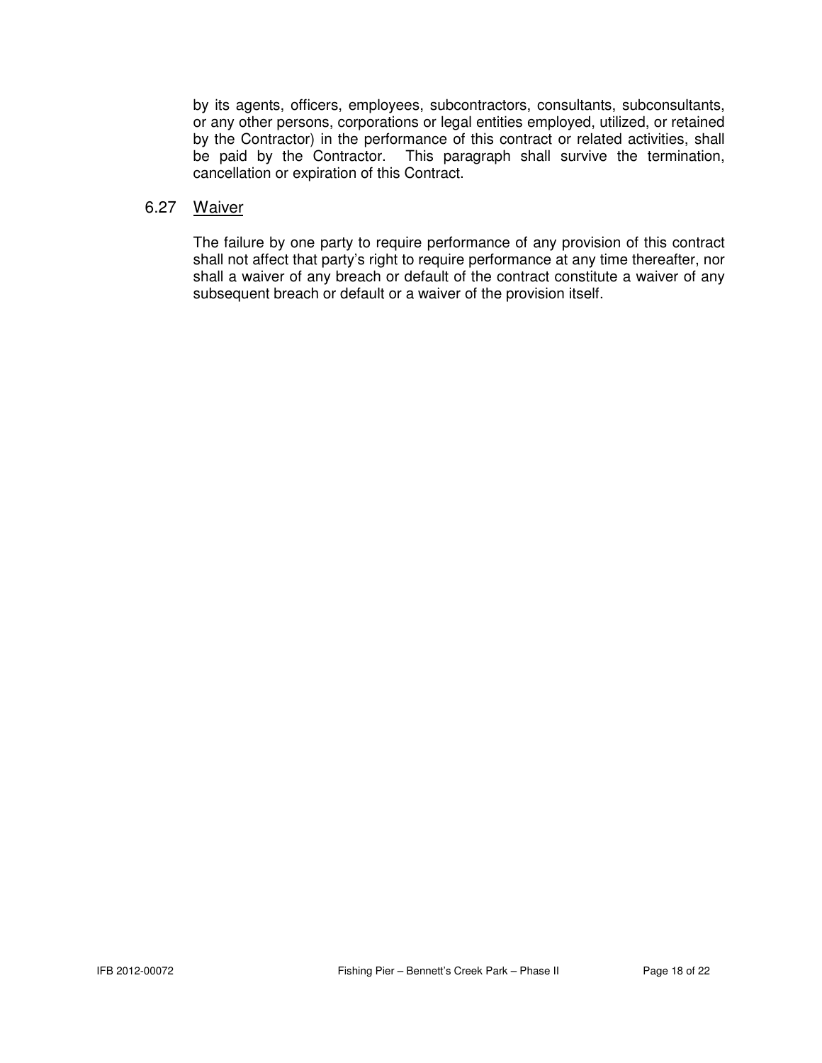by its agents, officers, employees, subcontractors, consultants, subconsultants, or any other persons, corporations or legal entities employed, utilized, or retained by the Contractor) in the performance of this contract or related activities, shall be paid by the Contractor. This paragraph shall survive the termination, cancellation or expiration of this Contract.

### 6.27 Waiver

The failure by one party to require performance of any provision of this contract shall not affect that party's right to require performance at any time thereafter, nor shall a waiver of any breach or default of the contract constitute a waiver of any subsequent breach or default or a waiver of the provision itself.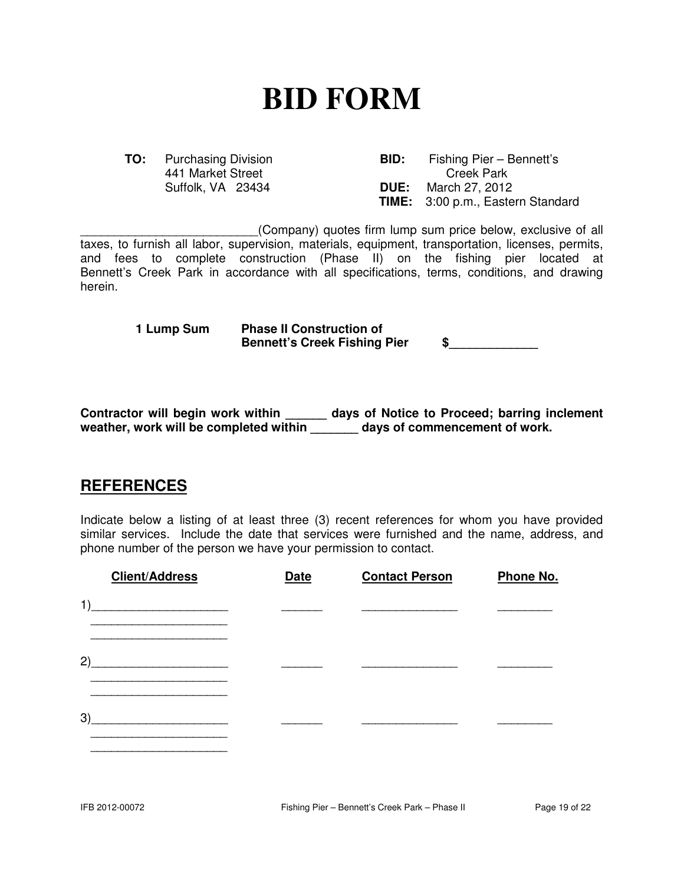# BID FORM

**TO:** Purchasing Division
441 Market Street
Suffolk, VA 23434

**BID:** Fishing Pier – Bennett's Creek Park
**DUE:** March 27, 2012
**TIME:** 3:00 p.m., Eastern Standard

__________________________(Company) quotes firm lump sum price below, exclusive of all taxes, to furnish all labor, supervision, materials, equipment, transportation, licenses, permits, and fees to complete construction (Phase II) on the fishing pier located at Bennett's Creek Park in accordance with all specifications, terms, conditions, and drawing herein.

| | | |
|---|---|---|
| **1 Lump Sum** | **Phase II Construction of Bennett's Creek Fishing Pier** | **$_____________** |

**Contractor will begin work within ______ days of Notice to Proceed; barring inclement weather, work will be completed within _______ days of commencement of work.**

## REFERENCES

Indicate below a listing of at least three (3) recent references for whom you have provided similar services. Include the date that services were furnished and the name, address, and phone number of the person we have your permission to contact.

| Client/Address | Date | Contact Person | Phone No. |
|---|---|---|---|
| 1)_____________________<br>_____________________<br>_____________________ | ______ | _______________ | ________ |
| 2)_____________________<br>_____________________<br>_____________________ | ______ | _______________ | ________ |
| 3)_____________________<br>_____________________<br>_____________________ | ______ | _______________ | ________ |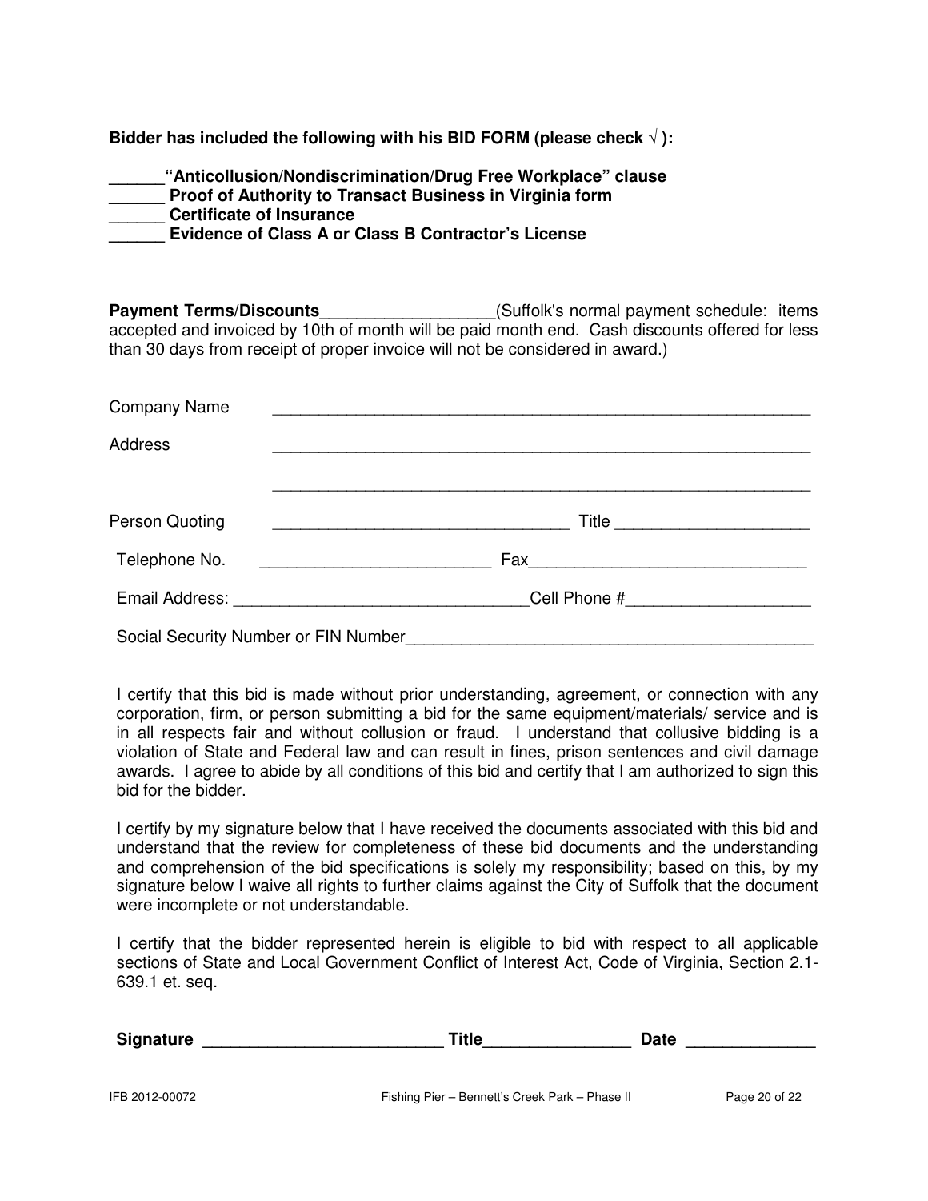**Bidder has included the following with his BID FORM (please check √ ):**

**______“Anticollusion/Nondiscrimination/Drug Free Workplace” clause**
**______ Proof of Authority to Transact Business in Virginia form**
**______ Certificate of Insurance**
**______ Evidence of Class A or Class B Contractor’s License**

**Payment Terms/Discounts**__________________(Suffolk's normal payment schedule: items accepted and invoiced by 10th of month will be paid month end. Cash discounts offered for less than 30 days from receipt of proper invoice will not be considered in award.)

Company Name ____________________________________________________________

Address ____________________________________________________________

____________________________________________________________

Person Quoting ________________________________ Title _____________________

Telephone No. _________________________ Fax______________________________

Email Address: ________________________________Cell Phone #____________________

Social Security Number or FIN Number_____________________________________________

I certify that this bid is made without prior understanding, agreement, or connection with any corporation, firm, or person submitting a bid for the same equipment/materials/ service and is in all respects fair and without collusion or fraud. I understand that collusive bidding is a violation of State and Federal law and can result in fines, prison sentences and civil damage awards. I agree to abide by all conditions of this bid and certify that I am authorized to sign this bid for the bidder.

I certify by my signature below that I have received the documents associated with this bid and understand that the review for completeness of these bid documents and the understanding and comprehension of the bid specifications is solely my responsibility; based on this, by my signature below I waive all rights to further claims against the City of Suffolk that the document were incomplete or not understandable.

I certify that the bidder represented herein is eligible to bid with respect to all applicable sections of State and Local Government Conflict of Interest Act, Code of Virginia, Section 2.1-639.1 et. seq.

**Signature** __________________________ **Title**________________ **Date** ______________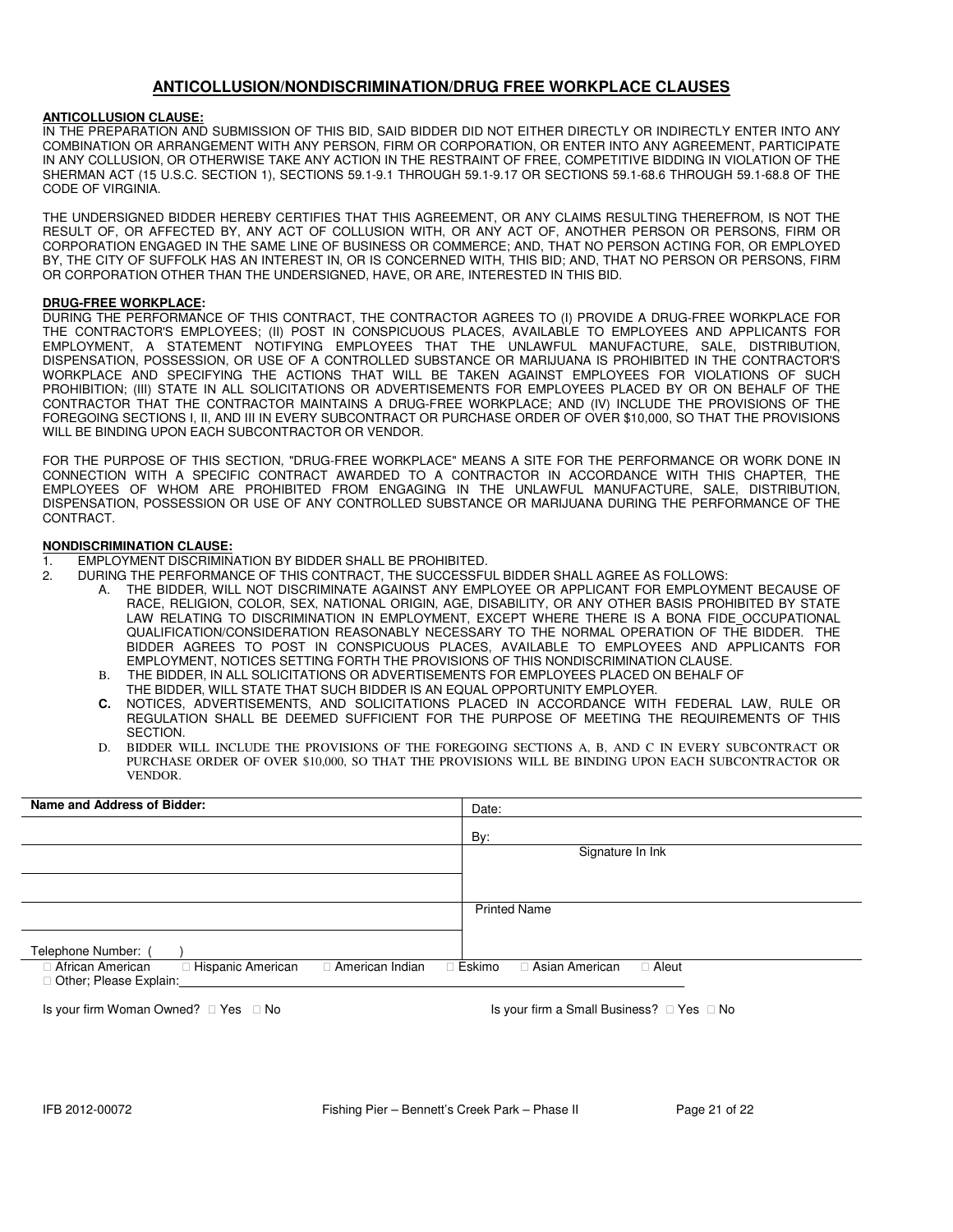## ANTICOLLUSION/NONDISCRIMINATION/DRUG FREE WORKPLACE CLAUSES

**ANTICOLLUSION CLAUSE:**

IN THE PREPARATION AND SUBMISSION OF THIS BID, SAID BIDDER DID NOT EITHER DIRECTLY OR INDIRECTLY ENTER INTO ANY COMBINATION OR ARRANGEMENT WITH ANY PERSON, FIRM OR CORPORATION, OR ENTER INTO ANY AGREEMENT, PARTICIPATE IN ANY COLLUSION, OR OTHERWISE TAKE ANY ACTION IN THE RESTRAINT OF FREE, COMPETITIVE BIDDING IN VIOLATION OF THE SHERMAN ACT (15 U.S.C. SECTION 1), SECTIONS 59.1-9.1 THROUGH 59.1-9.17 OR SECTIONS 59.1-68.6 THROUGH 59.1-68.8 OF THE CODE OF VIRGINIA.

THE UNDERSIGNED BIDDER HEREBY CERTIFIES THAT THIS AGREEMENT, OR ANY CLAIMS RESULTING THEREFROM, IS NOT THE RESULT OF, OR AFFECTED BY, ANY ACT OF COLLUSION WITH, OR ANY ACT OF, ANOTHER PERSON OR PERSONS, FIRM OR CORPORATION ENGAGED IN THE SAME LINE OF BUSINESS OR COMMERCE; AND, THAT NO PERSON ACTING FOR, OR EMPLOYED BY, THE CITY OF SUFFOLK HAS AN INTEREST IN, OR IS CONCERNED WITH, THIS BID; AND, THAT NO PERSON OR PERSONS, FIRM OR CORPORATION OTHER THAN THE UNDERSIGNED, HAVE, OR ARE, INTERESTED IN THIS BID.

**DRUG-FREE WORKPLACE:**

DURING THE PERFORMANCE OF THIS CONTRACT, THE CONTRACTOR AGREES TO (I) PROVIDE A DRUG-FREE WORKPLACE FOR THE CONTRACTOR'S EMPLOYEES; (II) POST IN CONSPICUOUS PLACES, AVAILABLE TO EMPLOYEES AND APPLICANTS FOR EMPLOYMENT, A STATEMENT NOTIFYING EMPLOYEES THAT THE UNLAWFUL MANUFACTURE, SALE, DISTRIBUTION, DISPENSATION, POSSESSION, OR USE OF A CONTROLLED SUBSTANCE OR MARIJUANA IS PROHIBITED IN THE CONTRACTOR'S WORKPLACE AND SPECIFYING THE ACTIONS THAT WILL BE TAKEN AGAINST EMPLOYEES FOR VIOLATIONS OF SUCH PROHIBITION; (III) STATE IN ALL SOLICITATIONS OR ADVERTISEMENTS FOR EMPLOYEES PLACED BY OR ON BEHALF OF THE CONTRACTOR THAT THE CONTRACTOR MAINTAINS A DRUG-FREE WORKPLACE; AND (IV) INCLUDE THE PROVISIONS OF THE FOREGOING SECTIONS I, II, AND III IN EVERY SUBCONTRACT OR PURCHASE ORDER OF OVER $10,000, SO THAT THE PROVISIONS WILL BE BINDING UPON EACH SUBCONTRACTOR OR VENDOR.

FOR THE PURPOSE OF THIS SECTION, "DRUG-FREE WORKPLACE" MEANS A SITE FOR THE PERFORMANCE OR WORK DONE IN CONNECTION WITH A SPECIFIC CONTRACT AWARDED TO A CONTRACTOR IN ACCORDANCE WITH THIS CHAPTER, THE EMPLOYEES OF WHOM ARE PROHIBITED FROM ENGAGING IN THE UNLAWFUL MANUFACTURE, SALE, DISTRIBUTION, DISPENSATION, POSSESSION OR USE OF ANY CONTROLLED SUBSTANCE OR MARIJUANA DURING THE PERFORMANCE OF THE CONTRACT.

**NONDISCRIMINATION CLAUSE:**

1. EMPLOYMENT DISCRIMINATION BY BIDDER SHALL BE PROHIBITED.
2. DURING THE PERFORMANCE OF THIS CONTRACT, THE SUCCESSFUL BIDDER SHALL AGREE AS FOLLOWS:
   - A. THE BIDDER, WILL NOT DISCRIMINATE AGAINST ANY EMPLOYEE OR APPLICANT FOR EMPLOYMENT BECAUSE OF RACE, RELIGION, COLOR, SEX, NATIONAL ORIGIN, AGE, DISABILITY, OR ANY OTHER BASIS PROHIBITED BY STATE LAW RELATING TO DISCRIMINATION IN EMPLOYMENT, EXCEPT WHERE THERE IS A BONA FIDE OCCUPATIONAL QUALIFICATION/CONSIDERATION REASONABLY NECESSARY TO THE NORMAL OPERATION OF THE BIDDER. THE BIDDER AGREES TO POST IN CONSPICUOUS PLACES, AVAILABLE TO EMPLOYEES AND APPLICANTS FOR EMPLOYMENT, NOTICES SETTING FORTH THE PROVISIONS OF THIS NONDISCRIMINATION CLAUSE.
   - B. THE BIDDER, IN ALL SOLICITATIONS OR ADVERTISEMENTS FOR EMPLOYEES PLACED ON BEHALF OF THE BIDDER, WILL STATE THAT SUCH BIDDER IS AN EQUAL OPPORTUNITY EMPLOYER.
   - **C.** NOTICES, ADVERTISEMENTS, AND SOLICITATIONS PLACED IN ACCORDANCE WITH FEDERAL LAW, RULE OR REGULATION SHALL BE DEEMED SUFFICIENT FOR THE PURPOSE OF MEETING THE REQUIREMENTS OF THIS SECTION.
   - D. BIDDER WILL INCLUDE THE PROVISIONS OF THE FOREGOING SECTIONS A, B, AND C IN EVERY SUBCONTRACT OR PURCHASE ORDER OF OVER $10,000, SO THAT THE PROVISIONS WILL BE BINDING UPON EACH SUBCONTRACTOR OR VENDOR.

| | |
|---|---|
| **Name and Address of Bidder:** | Date: |
| | By: |
| | Signature In Ink |
| | |
| | Printed Name |
| Telephone Number: ( ) | |

☐ African American ☐ Hispanic American ☐ American Indian ☐ Eskimo ☐ Asian American ☐ Aleut

☐ Other; Please Explain:\_\_\_\_\_\_\_\_\_\_\_\_\_\_\_\_\_\_\_\_\_\_\_\_\_\_\_\_\_\_\_\_

Is your firm Woman Owned? ☐ Yes ☐ No

Is your firm a Small Business? ☐ Yes ☐ No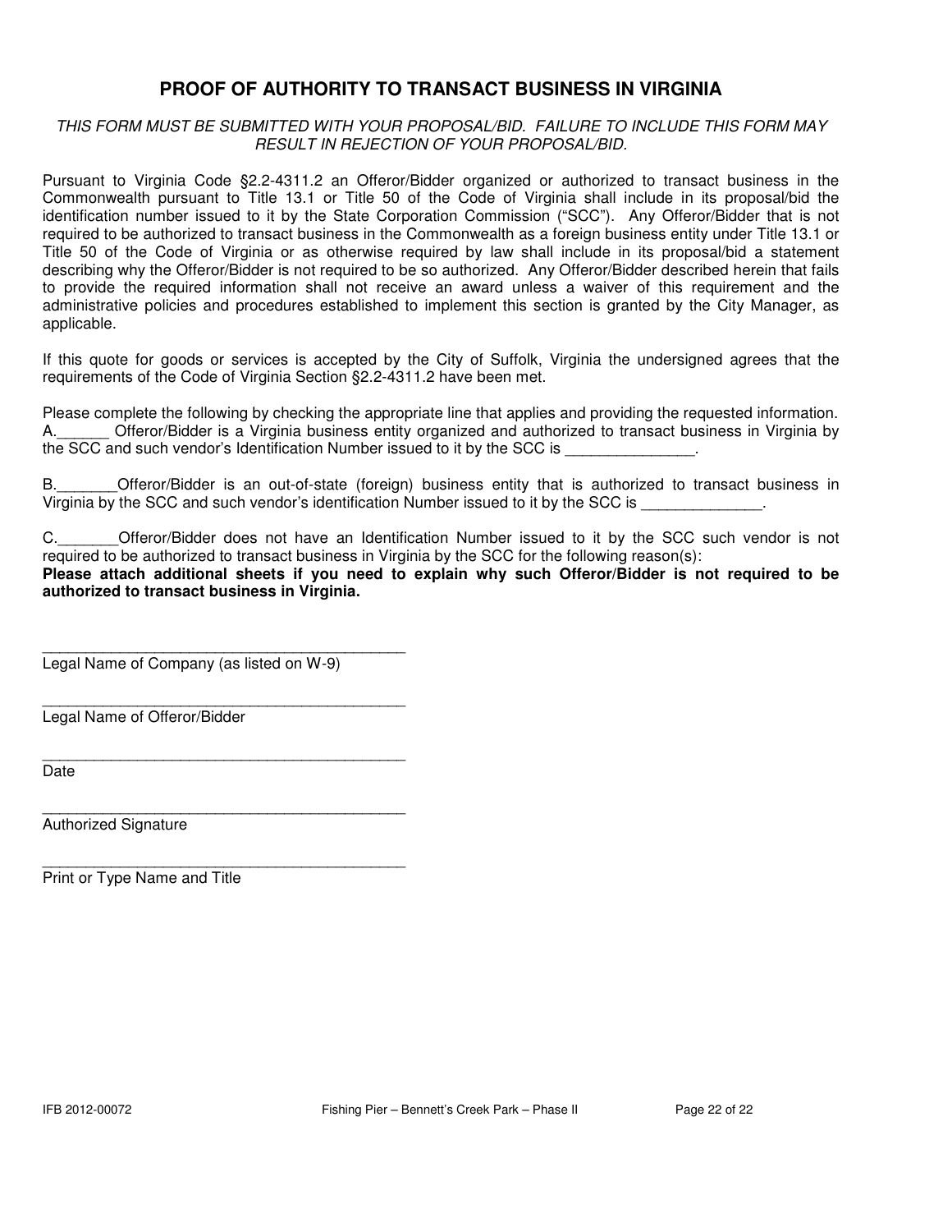# PROOF OF AUTHORITY TO TRANSACT BUSINESS IN VIRGINIA

*THIS FORM MUST BE SUBMITTED WITH YOUR PROPOSAL/BID. FAILURE TO INCLUDE THIS FORM MAY RESULT IN REJECTION OF YOUR PROPOSAL/BID.*

Pursuant to Virginia Code §2.2-4311.2 an Offeror/Bidder organized or authorized to transact business in the Commonwealth pursuant to Title 13.1 or Title 50 of the Code of Virginia shall include in its proposal/bid the identification number issued to it by the State Corporation Commission ("SCC"). Any Offeror/Bidder that is not required to be authorized to transact business in the Commonwealth as a foreign business entity under Title 13.1 or Title 50 of the Code of Virginia or as otherwise required by law shall include in its proposal/bid a statement describing why the Offeror/Bidder is not required to be so authorized. Any Offeror/Bidder described herein that fails to provide the required information shall not receive an award unless a waiver of this requirement and the administrative policies and procedures established to implement this section is granted by the City Manager, as applicable.

If this quote for goods or services is accepted by the City of Suffolk, Virginia the undersigned agrees that the requirements of the Code of Virginia Section §2.2-4311.2 have been met.

Please complete the following by checking the appropriate line that applies and providing the requested information.
A.______ Offeror/Bidder is a Virginia business entity organized and authorized to transact business in Virginia by the SCC and such vendor's Identification Number issued to it by the SCC is _______________.

B._______Offeror/Bidder is an out-of-state (foreign) business entity that is authorized to transact business in Virginia by the SCC and such vendor's identification Number issued to it by the SCC is ______________.

C._______Offeror/Bidder does not have an Identification Number issued to it by the SCC such vendor is not required to be authorized to transact business in Virginia by the SCC for the following reason(s):
**Please attach additional sheets if you need to explain why such Offeror/Bidder is not required to be authorized to transact business in Virginia.**

___________________________________________
Legal Name of Company (as listed on W-9)

___________________________________________
Legal Name of Offeror/Bidder

___________________________________________
Date

___________________________________________
Authorized Signature

___________________________________________
Print or Type Name and Title